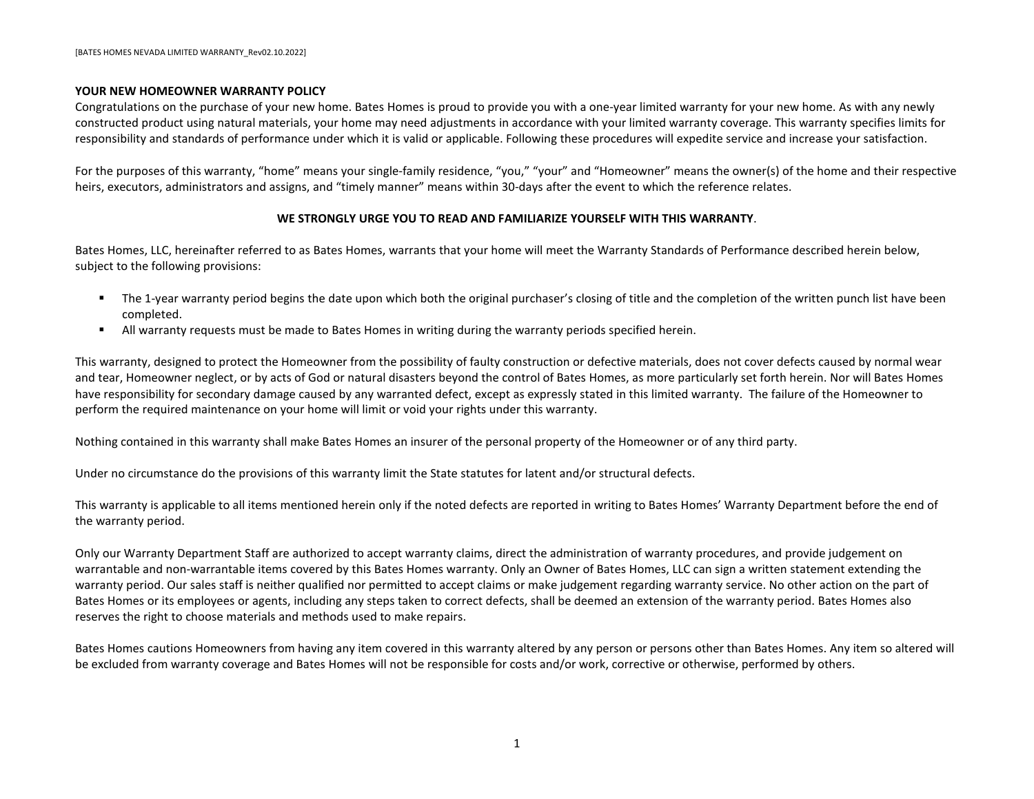[BATES HOMES NEVADA LIMITED WARRANTY_Rev02.10.2022]

**YOUR NEW HOMEOWNER WARRANTY POLICY**

Congratulations on the purchase of your new home. Bates Homes is proud to provide you with a one-year limited warranty for your new home. As with any newly constructed product using natural materials, your home may need adjustments in accordance with your limited warranty coverage. This warranty specifies limits for responsibility and standards of performance under which it is valid or applicable. Following these procedures will expedite service and increase your satisfaction.

For the purposes of this warranty, "home" means your single-family residence, "you," "your" and "Homeowner" means the owner(s) of the home and their respective heirs, executors, administrators and assigns, and "timely manner" means within 30-days after the event to which the reference relates.

**WE STRONGLY URGE YOU TO READ AND FAMILIARIZE YOURSELF WITH THIS WARRANTY**.

Bates Homes, LLC, hereinafter referred to as Bates Homes, warrants that your home will meet the Warranty Standards of Performance described herein below, subject to the following provisions:

- The 1-year warranty period begins the date upon which both the original purchaser's closing of title and the completion of the written punch list have been completed.
- All warranty requests must be made to Bates Homes in writing during the warranty periods specified herein.

This warranty, designed to protect the Homeowner from the possibility of faulty construction or defective materials, does not cover defects caused by normal wear and tear, Homeowner neglect, or by acts of God or natural disasters beyond the control of Bates Homes, as more particularly set forth herein. Nor will Bates Homes have responsibility for secondary damage caused by any warranted defect, except as expressly stated in this limited warranty. The failure of the Homeowner to perform the required maintenance on your home will limit or void your rights under this warranty.

Nothing contained in this warranty shall make Bates Homes an insurer of the personal property of the Homeowner or of any third party.

Under no circumstance do the provisions of this warranty limit the State statutes for latent and/or structural defects.

This warranty is applicable to all items mentioned herein only if the noted defects are reported in writing to Bates Homes' Warranty Department before the end of the warranty period.

Only our Warranty Department Staff are authorized to accept warranty claims, direct the administration of warranty procedures, and provide judgement on warrantable and non-warrantable items covered by this Bates Homes warranty. Only an Owner of Bates Homes, LLC can sign a written statement extending the warranty period. Our sales staff is neither qualified nor permitted to accept claims or make judgement regarding warranty service. No other action on the part of Bates Homes or its employees or agents, including any steps taken to correct defects, shall be deemed an extension of the warranty period. Bates Homes also reserves the right to choose materials and methods used to make repairs.

Bates Homes cautions Homeowners from having any item covered in this warranty altered by any person or persons other than Bates Homes. Any item so altered will be excluded from warranty coverage and Bates Homes will not be responsible for costs and/or work, corrective or otherwise, performed by others.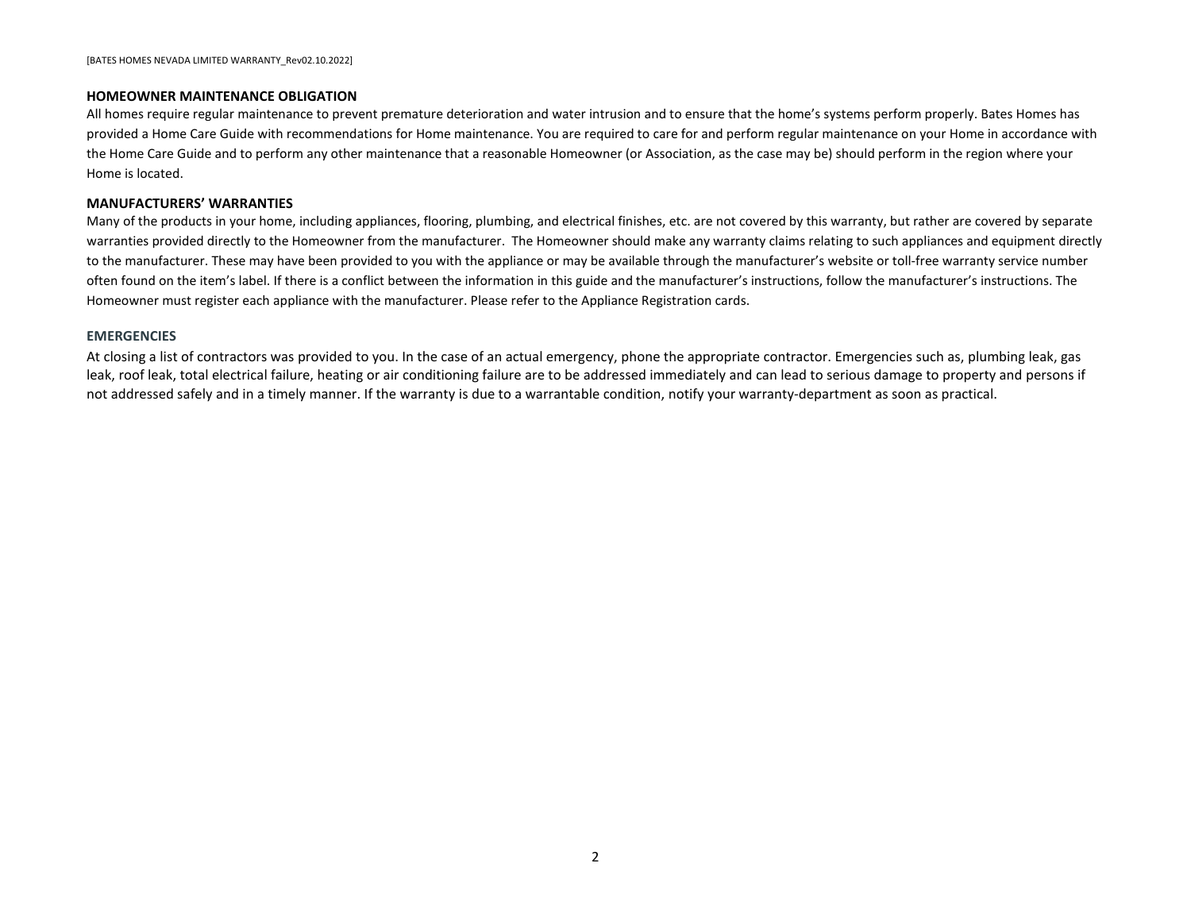### HOMEOWNER MAINTENANCE OBLIGATION

All homes require regular maintenance to prevent premature deterioration and water intrusion and to ensure that the home's systems perform properly. Bates Homes has provided a Home Care Guide with recommendations for Home maintenance. You are required to care for and perform regular maintenance on your Home in accordance with the Home Care Guide and to perform any other maintenance that a reasonable Homeowner (or Association, as the case may be) should perform in the region where your Home is located.

### MANUFACTURERS' WARRANTIES

Many of the products in your home, including appliances, flooring, plumbing, and electrical finishes, etc. are not covered by this warranty, but rather are covered by separate warranties provided directly to the Homeowner from the manufacturer. The Homeowner should make any warranty claims relating to such appliances and equipment directly to the manufacturer. These may have been provided to you with the appliance or may be available through the manufacturer's website or toll-free warranty service number often found on the item's label. If there is a conflict between the information in this guide and the manufacturer's instructions, follow the manufacturer's instructions. The Homeowner must register each appliance with the manufacturer. Please refer to the Appliance Registration cards.

### EMERGENCIES

At closing a list of contractors was provided to you. In the case of an actual emergency, phone the appropriate contractor. Emergencies such as, plumbing leak, gas leak, roof leak, total electrical failure, heating or air conditioning failure are to be addressed immediately and can lead to serious damage to property and persons if not addressed safely and in a timely manner. If the warranty is due to a warrantable condition, notify your warranty-department as soon as practical.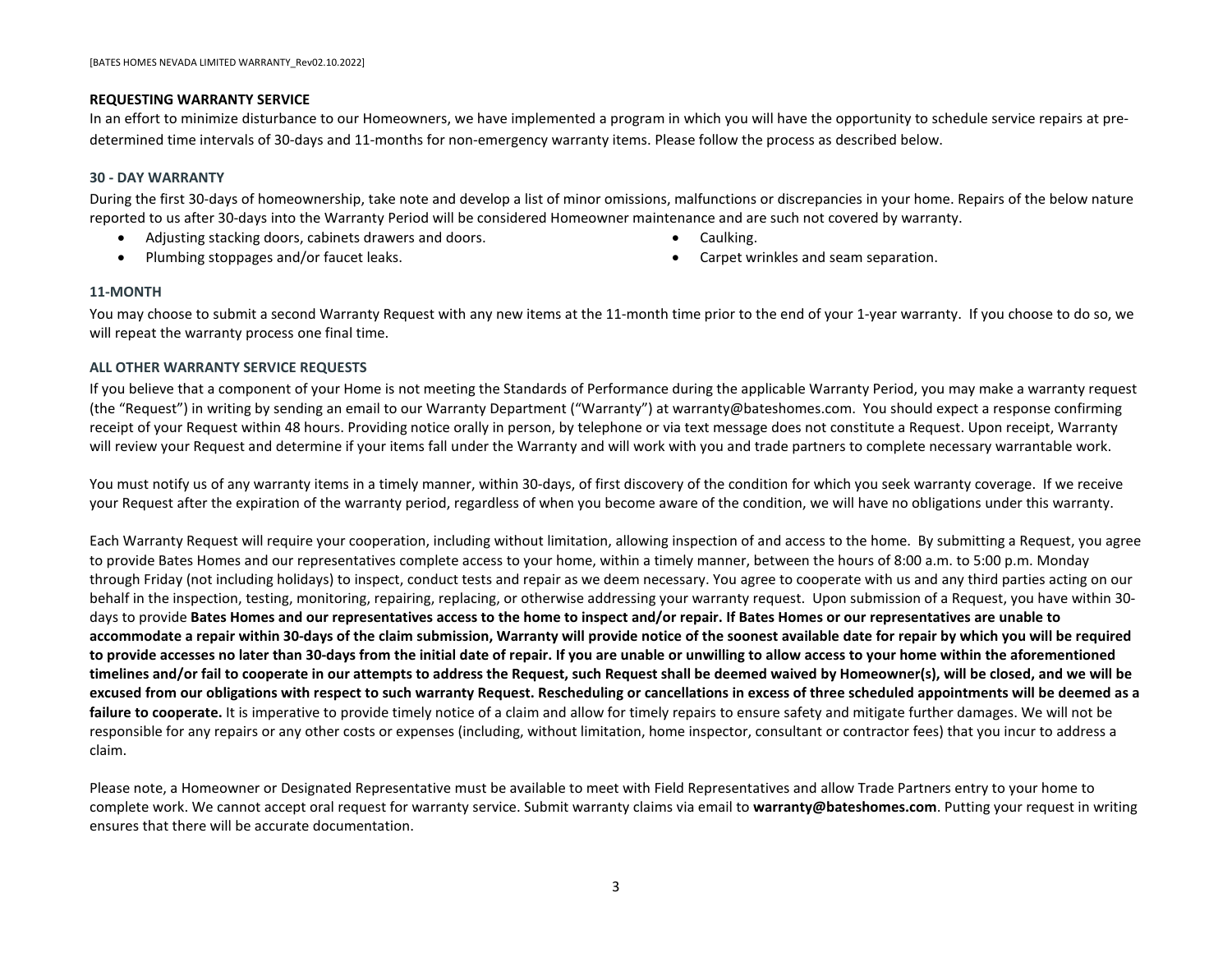## REQUESTING WARRANTY SERVICE

In an effort to minimize disturbance to our Homeowners, we have implemented a program in which you will have the opportunity to schedule service repairs at pre-determined time intervals of 30-days and 11-months for non-emergency warranty items. Please follow the process as described below.

### 30 - DAY WARRANTY

During the first 30-days of homeownership, take note and develop a list of minor omissions, malfunctions or discrepancies in your home. Repairs of the below nature reported to us after 30-days into the Warranty Period will be considered Homeowner maintenance and are such not covered by warranty.

- Adjusting stacking doors, cabinets drawers and doors.
- Plumbing stoppages and/or faucet leaks.
- Caulking.
- Carpet wrinkles and seam separation.

### 11-MONTH

You may choose to submit a second Warranty Request with any new items at the 11-month time prior to the end of your 1-year warranty. If you choose to do so, we will repeat the warranty process one final time.

### ALL OTHER WARRANTY SERVICE REQUESTS

If you believe that a component of your Home is not meeting the Standards of Performance during the applicable Warranty Period, you may make a warranty request (the "Request") in writing by sending an email to our Warranty Department ("Warranty") at warranty@bateshomes.com. You should expect a response confirming receipt of your Request within 48 hours. Providing notice orally in person, by telephone or via text message does not constitute a Request. Upon receipt, Warranty will review your Request and determine if your items fall under the Warranty and will work with you and trade partners to complete necessary warrantable work.

You must notify us of any warranty items in a timely manner, within 30-days, of first discovery of the condition for which you seek warranty coverage. If we receive your Request after the expiration of the warranty period, regardless of when you become aware of the condition, we will have no obligations under this warranty.

Each Warranty Request will require your cooperation, including without limitation, allowing inspection of and access to the home. By submitting a Request, you agree to provide Bates Homes and our representatives complete access to your home, within a timely manner, between the hours of 8:00 a.m. to 5:00 p.m. Monday through Friday (not including holidays) to inspect, conduct tests and repair as we deem necessary. You agree to cooperate with us and any third parties acting on our behalf in the inspection, testing, monitoring, repairing, replacing, or otherwise addressing your warranty request. Upon submission of a Request, you have within 30-days to provide **Bates Homes and our representatives access to the home to inspect and/or repair. If Bates Homes or our representatives are unable to accommodate a repair within 30-days of the claim submission, Warranty will provide notice of the soonest available date for repair by which you will be required to provide accesses no later than 30-days from the initial date of repair. If you are unable or unwilling to allow access to your home within the aforementioned timelines and/or fail to cooperate in our attempts to address the Request, such Request shall be deemed waived by Homeowner(s), will be closed, and we will be excused from our obligations with respect to such warranty Request. Rescheduling or cancellations in excess of three scheduled appointments will be deemed as a failure to cooperate.** It is imperative to provide timely notice of a claim and allow for timely repairs to ensure safety and mitigate further damages. We will not be responsible for any repairs or any other costs or expenses (including, without limitation, home inspector, consultant or contractor fees) that you incur to address a claim.

Please note, a Homeowner or Designated Representative must be available to meet with Field Representatives and allow Trade Partners entry to your home to complete work. We cannot accept oral request for warranty service. Submit warranty claims via email to **warranty@bateshomes.com**. Putting your request in writing ensures that there will be accurate documentation.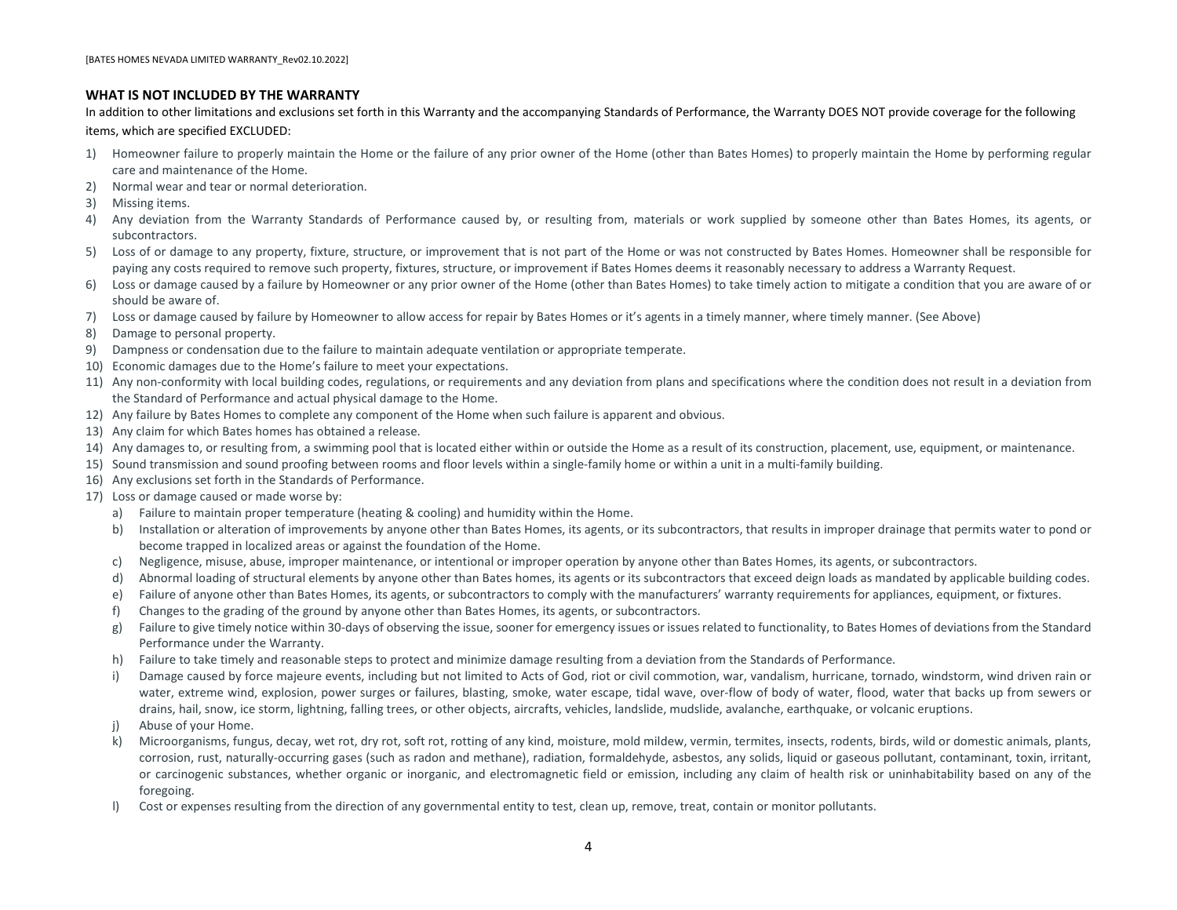## WHAT IS NOT INCLUDED BY THE WARRANTY

In addition to other limitations and exclusions set forth in this Warranty and the accompanying Standards of Performance, the Warranty DOES NOT provide coverage for the following items, which are specified EXCLUDED:

1) Homeowner failure to properly maintain the Home or the failure of any prior owner of the Home (other than Bates Homes) to properly maintain the Home by performing regular care and maintenance of the Home.
2) Normal wear and tear or normal deterioration.
3) Missing items.
4) Any deviation from the Warranty Standards of Performance caused by, or resulting from, materials or work supplied by someone other than Bates Homes, its agents, or subcontractors.
5) Loss of or damage to any property, fixture, structure, or improvement that is not part of the Home or was not constructed by Bates Homes. Homeowner shall be responsible for paying any costs required to remove such property, fixtures, structure, or improvement if Bates Homes deems it reasonably necessary to address a Warranty Request.
6) Loss or damage caused by a failure by Homeowner or any prior owner of the Home (other than Bates Homes) to take timely action to mitigate a condition that you are aware of or should be aware of.
7) Loss or damage caused by failure by Homeowner to allow access for repair by Bates Homes or it's agents in a timely manner, where timely manner. (See Above)
8) Damage to personal property.
9) Dampness or condensation due to the failure to maintain adequate ventilation or appropriate temperate.
10) Economic damages due to the Home's failure to meet your expectations.
11) Any non-conformity with local building codes, regulations, or requirements and any deviation from plans and specifications where the condition does not result in a deviation from the Standard of Performance and actual physical damage to the Home.
12) Any failure by Bates Homes to complete any component of the Home when such failure is apparent and obvious.
13) Any claim for which Bates homes has obtained a release.
14) Any damages to, or resulting from, a swimming pool that is located either within or outside the Home as a result of its construction, placement, use, equipment, or maintenance.
15) Sound transmission and sound proofing between rooms and floor levels within a single-family home or within a unit in a multi-family building.
16) Any exclusions set forth in the Standards of Performance.
17) Loss or damage caused or made worse by:
    a) Failure to maintain proper temperature (heating & cooling) and humidity within the Home.
    b) Installation or alteration of improvements by anyone other than Bates Homes, its agents, or its subcontractors, that results in improper drainage that permits water to pond or become trapped in localized areas or against the foundation of the Home.
    c) Negligence, misuse, abuse, improper maintenance, or intentional or improper operation by anyone other than Bates Homes, its agents, or subcontractors.
    d) Abnormal loading of structural elements by anyone other than Bates homes, its agents or its subcontractors that exceed deign loads as mandated by applicable building codes.
    e) Failure of anyone other than Bates Homes, its agents, or subcontractors to comply with the manufacturers' warranty requirements for appliances, equipment, or fixtures.
    f) Changes to the grading of the ground by anyone other than Bates Homes, its agents, or subcontractors.
    g) Failure to give timely notice within 30-days of observing the issue, sooner for emergency issues or issues related to functionality, to Bates Homes of deviations from the Standard Performance under the Warranty.
    h) Failure to take timely and reasonable steps to protect and minimize damage resulting from a deviation from the Standards of Performance.
    i) Damage caused by force majeure events, including but not limited to Acts of God, riot or civil commotion, war, vandalism, hurricane, tornado, windstorm, wind driven rain or water, extreme wind, explosion, power surges or failures, blasting, smoke, water escape, tidal wave, over-flow of body of water, flood, water that backs up from sewers or drains, hail, snow, ice storm, lightning, falling trees, or other objects, aircrafts, vehicles, landslide, mudslide, avalanche, earthquake, or volcanic eruptions.
    j) Abuse of your Home.
    k) Microorganisms, fungus, decay, wet rot, dry rot, soft rot, rotting of any kind, moisture, mold mildew, vermin, termites, insects, rodents, birds, wild or domestic animals, plants, corrosion, rust, naturally-occurring gases (such as radon and methane), radiation, formaldehyde, asbestos, any solids, liquid or gaseous pollutant, contaminant, toxin, irritant, or carcinogenic substances, whether organic or inorganic, and electromagnetic field or emission, including any claim of health risk or uninhabitability based on any of the foregoing.
    l) Cost or expenses resulting from the direction of any governmental entity to test, clean up, remove, treat, contain or monitor pollutants.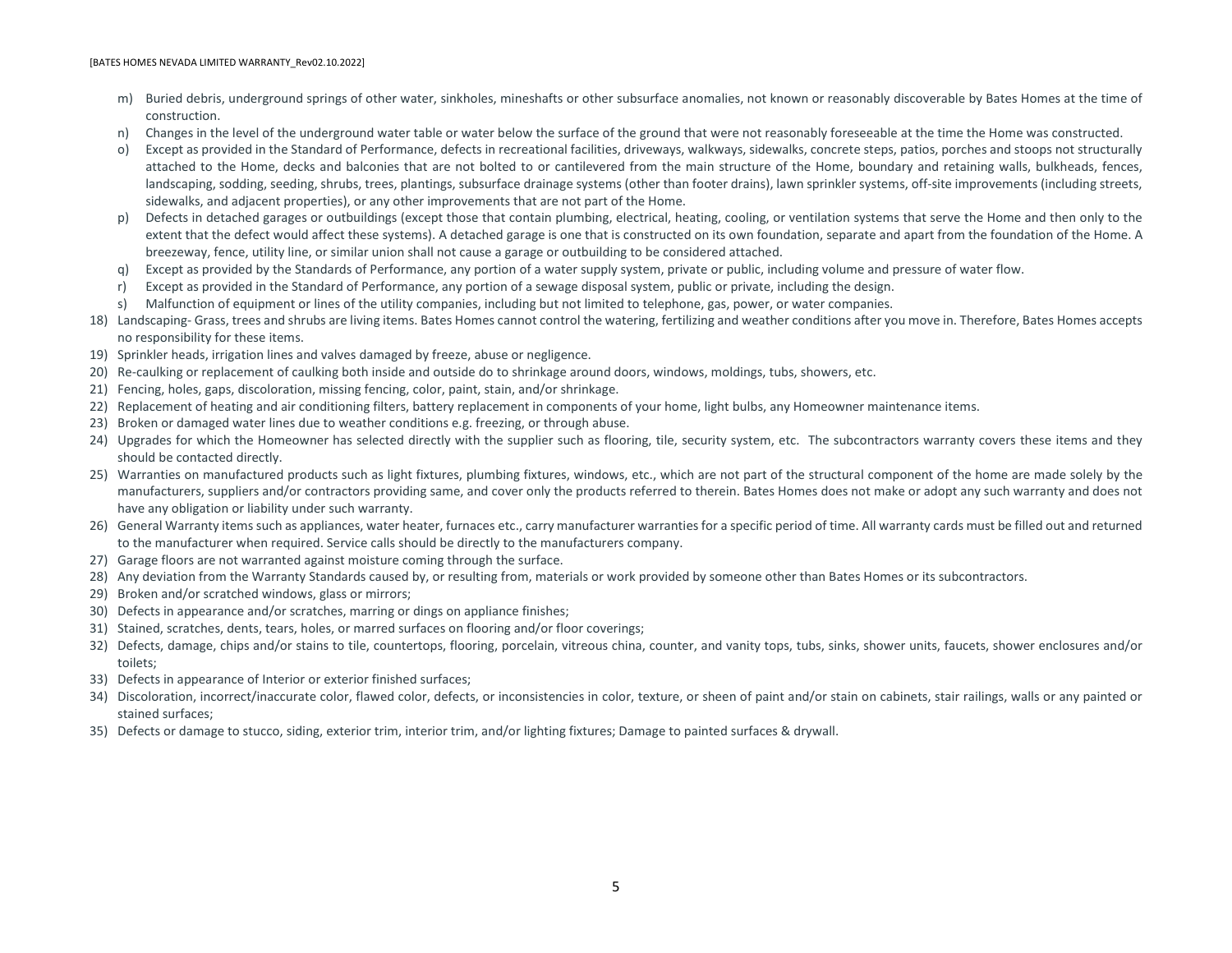m) Buried debris, underground springs of other water, sinkholes, mineshafts or other subsurface anomalies, not known or reasonably discoverable by Bates Homes at the time of construction.
n) Changes in the level of the underground water table or water below the surface of the ground that were not reasonably foreseeable at the time the Home was constructed.
o) Except as provided in the Standard of Performance, defects in recreational facilities, driveways, walkways, sidewalks, concrete steps, patios, porches and stoops not structurally attached to the Home, decks and balconies that are not bolted to or cantilevered from the main structure of the Home, boundary and retaining walls, bulkheads, fences, landscaping, sodding, seeding, shrubs, trees, plantings, subsurface drainage systems (other than footer drains), lawn sprinkler systems, off-site improvements (including streets, sidewalks, and adjacent properties), or any other improvements that are not part of the Home.
p) Defects in detached garages or outbuildings (except those that contain plumbing, electrical, heating, cooling, or ventilation systems that serve the Home and then only to the extent that the defect would affect these systems). A detached garage is one that is constructed on its own foundation, separate and apart from the foundation of the Home. A breezeway, fence, utility line, or similar union shall not cause a garage or outbuilding to be considered attached.
q) Except as provided by the Standards of Performance, any portion of a water supply system, private or public, including volume and pressure of water flow.
r) Except as provided in the Standard of Performance, any portion of a sewage disposal system, public or private, including the design.
s) Malfunction of equipment or lines of the utility companies, including but not limited to telephone, gas, power, or water companies.

18) Landscaping- Grass, trees and shrubs are living items. Bates Homes cannot control the watering, fertilizing and weather conditions after you move in. Therefore, Bates Homes accepts no responsibility for these items.
19) Sprinkler heads, irrigation lines and valves damaged by freeze, abuse or negligence.
20) Re-caulking or replacement of caulking both inside and outside do to shrinkage around doors, windows, moldings, tubs, showers, etc.
21) Fencing, holes, gaps, discoloration, missing fencing, color, paint, stain, and/or shrinkage.
22) Replacement of heating and air conditioning filters, battery replacement in components of your home, light bulbs, any Homeowner maintenance items.
23) Broken or damaged water lines due to weather conditions e.g. freezing, or through abuse.
24) Upgrades for which the Homeowner has selected directly with the supplier such as flooring, tile, security system, etc. The subcontractors warranty covers these items and they should be contacted directly.
25) Warranties on manufactured products such as light fixtures, plumbing fixtures, windows, etc., which are not part of the structural component of the home are made solely by the manufacturers, suppliers and/or contractors providing same, and cover only the products referred to therein. Bates Homes does not make or adopt any such warranty and does not have any obligation or liability under such warranty.
26) General Warranty items such as appliances, water heater, furnaces etc., carry manufacturer warranties for a specific period of time. All warranty cards must be filled out and returned to the manufacturer when required. Service calls should be directly to the manufacturers company.
27) Garage floors are not warranted against moisture coming through the surface.
28) Any deviation from the Warranty Standards caused by, or resulting from, materials or work provided by someone other than Bates Homes or its subcontractors.
29) Broken and/or scratched windows, glass or mirrors;
30) Defects in appearance and/or scratches, marring or dings on appliance finishes;
31) Stained, scratches, dents, tears, holes, or marred surfaces on flooring and/or floor coverings;
32) Defects, damage, chips and/or stains to tile, countertops, flooring, porcelain, vitreous china, counter, and vanity tops, tubs, sinks, shower units, faucets, shower enclosures and/or toilets;
33) Defects in appearance of Interior or exterior finished surfaces;
34) Discoloration, incorrect/inaccurate color, flawed color, defects, or inconsistencies in color, texture, or sheen of paint and/or stain on cabinets, stair railings, walls or any painted or stained surfaces;
35) Defects or damage to stucco, siding, exterior trim, interior trim, and/or lighting fixtures; Damage to painted surfaces & drywall.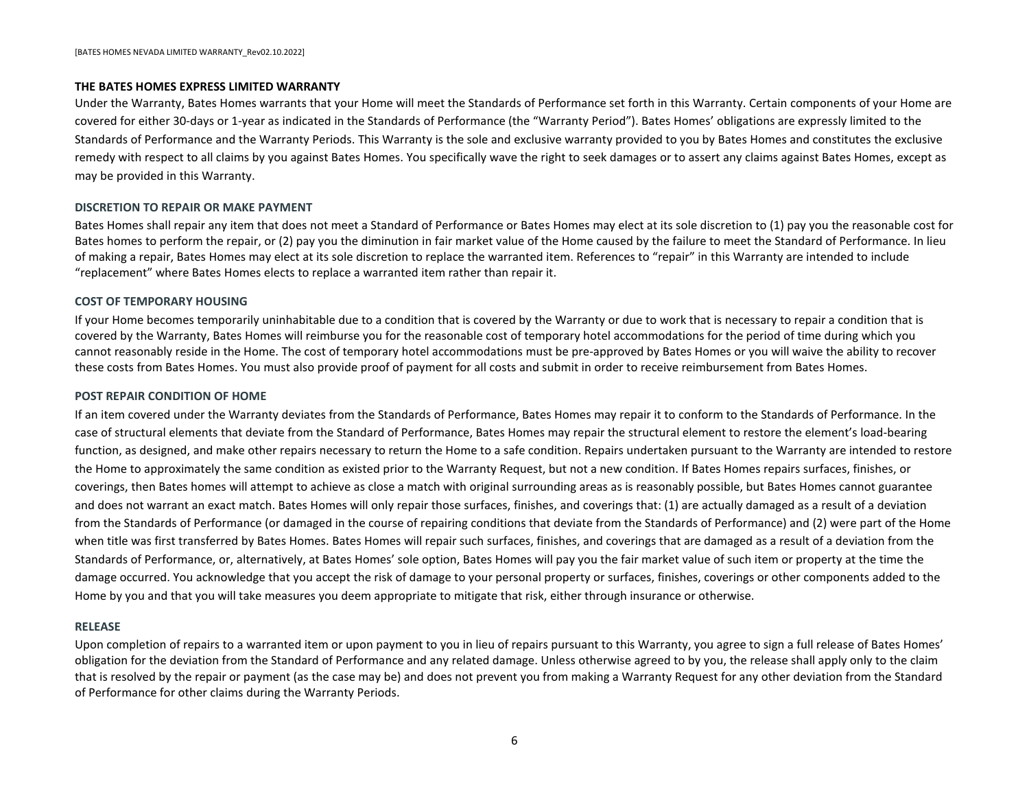## THE BATES HOMES EXPRESS LIMITED WARRANTY

Under the Warranty, Bates Homes warrants that your Home will meet the Standards of Performance set forth in this Warranty. Certain components of your Home are covered for either 30-days or 1-year as indicated in the Standards of Performance (the "Warranty Period"). Bates Homes' obligations are expressly limited to the Standards of Performance and the Warranty Periods. This Warranty is the sole and exclusive warranty provided to you by Bates Homes and constitutes the exclusive remedy with respect to all claims by you against Bates Homes. You specifically wave the right to seek damages or to assert any claims against Bates Homes, except as may be provided in this Warranty.

### DISCRETION TO REPAIR OR MAKE PAYMENT

Bates Homes shall repair any item that does not meet a Standard of Performance or Bates Homes may elect at its sole discretion to (1) pay you the reasonable cost for Bates homes to perform the repair, or (2) pay you the diminution in fair market value of the Home caused by the failure to meet the Standard of Performance. In lieu of making a repair, Bates Homes may elect at its sole discretion to replace the warranted item. References to "repair" in this Warranty are intended to include "replacement" where Bates Homes elects to replace a warranted item rather than repair it.

### COST OF TEMPORARY HOUSING

If your Home becomes temporarily uninhabitable due to a condition that is covered by the Warranty or due to work that is necessary to repair a condition that is covered by the Warranty, Bates Homes will reimburse you for the reasonable cost of temporary hotel accommodations for the period of time during which you cannot reasonably reside in the Home. The cost of temporary hotel accommodations must be pre-approved by Bates Homes or you will waive the ability to recover these costs from Bates Homes. You must also provide proof of payment for all costs and submit in order to receive reimbursement from Bates Homes.

### POST REPAIR CONDITION OF HOME

If an item covered under the Warranty deviates from the Standards of Performance, Bates Homes may repair it to conform to the Standards of Performance. In the case of structural elements that deviate from the Standard of Performance, Bates Homes may repair the structural element to restore the element's load-bearing function, as designed, and make other repairs necessary to return the Home to a safe condition. Repairs undertaken pursuant to the Warranty are intended to restore the Home to approximately the same condition as existed prior to the Warranty Request, but not a new condition. If Bates Homes repairs surfaces, finishes, or coverings, then Bates homes will attempt to achieve as close a match with original surrounding areas as is reasonably possible, but Bates Homes cannot guarantee and does not warrant an exact match. Bates Homes will only repair those surfaces, finishes, and coverings that: (1) are actually damaged as a result of a deviation from the Standards of Performance (or damaged in the course of repairing conditions that deviate from the Standards of Performance) and (2) were part of the Home when title was first transferred by Bates Homes. Bates Homes will repair such surfaces, finishes, and coverings that are damaged as a result of a deviation from the Standards of Performance, or, alternatively, at Bates Homes' sole option, Bates Homes will pay you the fair market value of such item or property at the time the damage occurred. You acknowledge that you accept the risk of damage to your personal property or surfaces, finishes, coverings or other components added to the Home by you and that you will take measures you deem appropriate to mitigate that risk, either through insurance or otherwise.

### RELEASE

Upon completion of repairs to a warranted item or upon payment to you in lieu of repairs pursuant to this Warranty, you agree to sign a full release of Bates Homes' obligation for the deviation from the Standard of Performance and any related damage. Unless otherwise agreed to by you, the release shall apply only to the claim that is resolved by the repair or payment (as the case may be) and does not prevent you from making a Warranty Request for any other deviation from the Standard of Performance for other claims during the Warranty Periods.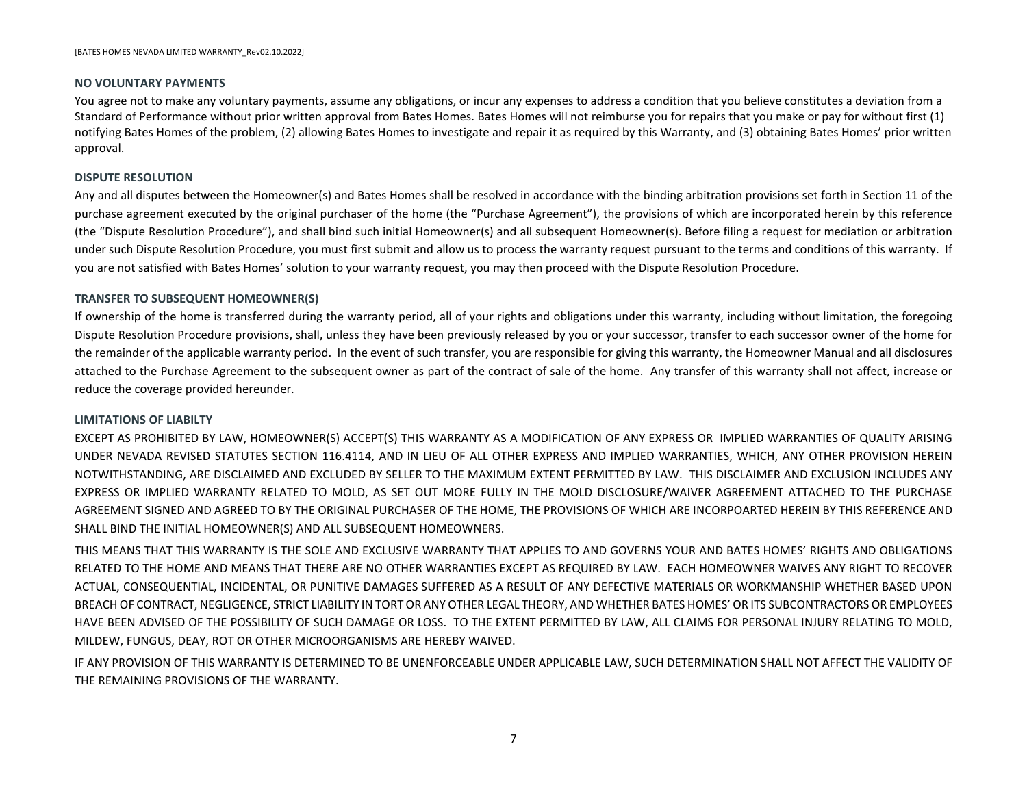**NO VOLUNTARY PAYMENTS**

You agree not to make any voluntary payments, assume any obligations, or incur any expenses to address a condition that you believe constitutes a deviation from a Standard of Performance without prior written approval from Bates Homes. Bates Homes will not reimburse you for repairs that you make or pay for without first (1) notifying Bates Homes of the problem, (2) allowing Bates Homes to investigate and repair it as required by this Warranty, and (3) obtaining Bates Homes' prior written approval.

**DISPUTE RESOLUTION**

Any and all disputes between the Homeowner(s) and Bates Homes shall be resolved in accordance with the binding arbitration provisions set forth in Section 11 of the purchase agreement executed by the original purchaser of the home (the "Purchase Agreement"), the provisions of which are incorporated herein by this reference (the "Dispute Resolution Procedure"), and shall bind such initial Homeowner(s) and all subsequent Homeowner(s). Before filing a request for mediation or arbitration under such Dispute Resolution Procedure, you must first submit and allow us to process the warranty request pursuant to the terms and conditions of this warranty. If you are not satisfied with Bates Homes' solution to your warranty request, you may then proceed with the Dispute Resolution Procedure.

**TRANSFER TO SUBSEQUENT HOMEOWNER(S)**

If ownership of the home is transferred during the warranty period, all of your rights and obligations under this warranty, including without limitation, the foregoing Dispute Resolution Procedure provisions, shall, unless they have been previously released by you or your successor, transfer to each successor owner of the home for the remainder of the applicable warranty period. In the event of such transfer, you are responsible for giving this warranty, the Homeowner Manual and all disclosures attached to the Purchase Agreement to the subsequent owner as part of the contract of sale of the home. Any transfer of this warranty shall not affect, increase or reduce the coverage provided hereunder.

**LIMITATIONS OF LIABILTY**

EXCEPT AS PROHIBITED BY LAW, HOMEOWNER(S) ACCEPT(S) THIS WARRANTY AS A MODIFICATION OF ANY EXPRESS OR IMPLIED WARRANTIES OF QUALITY ARISING UNDER NEVADA REVISED STATUTES SECTION 116.4114, AND IN LIEU OF ALL OTHER EXPRESS AND IMPLIED WARRANTIES, WHICH, ANY OTHER PROVISION HEREIN NOTWITHSTANDING, ARE DISCLAIMED AND EXCLUDED BY SELLER TO THE MAXIMUM EXTENT PERMITTED BY LAW. THIS DISCLAIMER AND EXCLUSION INCLUDES ANY EXPRESS OR IMPLIED WARRANTY RELATED TO MOLD, AS SET OUT MORE FULLY IN THE MOLD DISCLOSURE/WAIVER AGREEMENT ATTACHED TO THE PURCHASE AGREEMENT SIGNED AND AGREED TO BY THE ORIGINAL PURCHASER OF THE HOME, THE PROVISIONS OF WHICH ARE INCORPOARTED HEREIN BY THIS REFERENCE AND SHALL BIND THE INITIAL HOMEOWNER(S) AND ALL SUBSEQUENT HOMEOWNERS.

THIS MEANS THAT THIS WARRANTY IS THE SOLE AND EXCLUSIVE WARRANTY THAT APPLIES TO AND GOVERNS YOUR AND BATES HOMES' RIGHTS AND OBLIGATIONS RELATED TO THE HOME AND MEANS THAT THERE ARE NO OTHER WARRANTIES EXCEPT AS REQUIRED BY LAW. EACH HOMEOWNER WAIVES ANY RIGHT TO RECOVER ACTUAL, CONSEQUENTIAL, INCIDENTAL, OR PUNITIVE DAMAGES SUFFERED AS A RESULT OF ANY DEFECTIVE MATERIALS OR WORKMANSHIP WHETHER BASED UPON BREACH OF CONTRACT, NEGLIGENCE, STRICT LIABILITY IN TORT OR ANY OTHER LEGAL THEORY, AND WHETHER BATES HOMES' OR ITS SUBCONTRACTORS OR EMPLOYEES HAVE BEEN ADVISED OF THE POSSIBILITY OF SUCH DAMAGE OR LOSS. TO THE EXTENT PERMITTED BY LAW, ALL CLAIMS FOR PERSONAL INJURY RELATING TO MOLD, MILDEW, FUNGUS, DEAY, ROT OR OTHER MICROORGANISMS ARE HEREBY WAIVED.

IF ANY PROVISION OF THIS WARRANTY IS DETERMINED TO BE UNENFORCEABLE UNDER APPLICABLE LAW, SUCH DETERMINATION SHALL NOT AFFECT THE VALIDITY OF THE REMAINING PROVISIONS OF THE WARRANTY.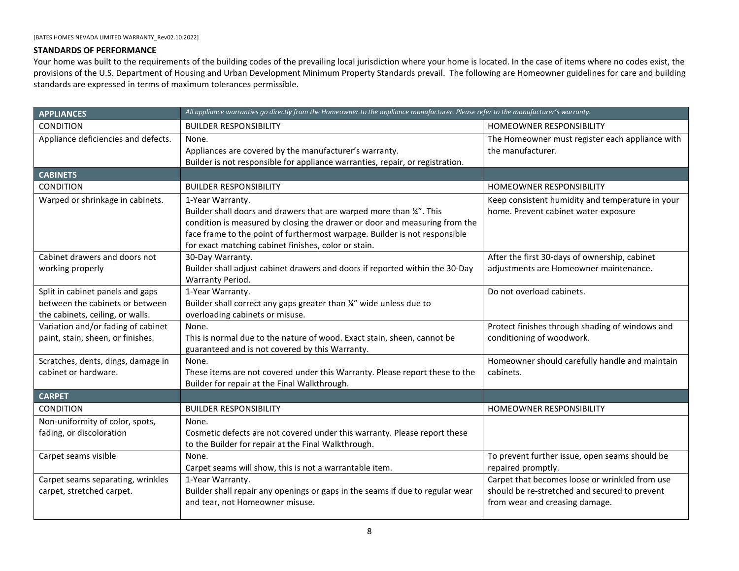## STANDARDS OF PERFORMANCE

Your home was built to the requirements of the building codes of the prevailing local jurisdiction where your home is located. In the case of items where no codes exist, the provisions of the U.S. Department of Housing and Urban Development Minimum Property Standards prevail. The following are Homeowner guidelines for care and building standards are expressed in terms of maximum tolerances permissible.

| **APPLIANCES** | *All appliance warranties go directly from the Homeowner to the appliance manufacturer. Please refer to the manufacturer's warranty.* | |
|---|---|---|
| CONDITION | BUILDER RESPONSIBILITY | HOMEOWNER RESPONSIBILITY |
| Appliance deficiencies and defects. | None.<br>Appliances are covered by the manufacturer's warranty.<br>Builder is not responsible for appliance warranties, repair, or registration. | The Homeowner must register each appliance with the manufacturer. |
| **CABINETS** | | |
| CONDITION | BUILDER RESPONSIBILITY | HOMEOWNER RESPONSIBILITY |
| Warped or shrinkage in cabinets. | 1-Year Warranty.<br>Builder shall doors and drawers that are warped more than ¼". This condition is measured by closing the drawer or door and measuring from the face frame to the point of furthermost warpage. Builder is not responsible for exact matching cabinet finishes, color or stain. | Keep consistent humidity and temperature in your home. Prevent cabinet water exposure |
| Cabinet drawers and doors not working properly | 30-Day Warranty.<br>Builder shall adjust cabinet drawers and doors if reported within the 30-Day Warranty Period. | After the first 30-days of ownership, cabinet adjustments are Homeowner maintenance. |
| Split in cabinet panels and gaps between the cabinets or between the cabinets, ceiling, or walls. | 1-Year Warranty.<br>Builder shall correct any gaps greater than ¼" wide unless due to overloading cabinets or misuse. | Do not overload cabinets. |
| Variation and/or fading of cabinet paint, stain, sheen, or finishes. | None.<br>This is normal due to the nature of wood. Exact stain, sheen, cannot be guaranteed and is not covered by this Warranty. | Protect finishes through shading of windows and conditioning of woodwork. |
| Scratches, dents, dings, damage in cabinet or hardware. | None.<br>These items are not covered under this Warranty. Please report these to the Builder for repair at the Final Walkthrough. | Homeowner should carefully handle and maintain cabinets. |
| **CARPET** | | |
| CONDITION | BUILDER RESPONSIBILITY | HOMEOWNER RESPONSIBILITY |
| Non-uniformity of color, spots, fading, or discoloration | None.<br>Cosmetic defects are not covered under this warranty. Please report these to the Builder for repair at the Final Walkthrough. | |
| Carpet seams visible | None.<br>Carpet seams will show, this is not a warrantable item. | To prevent further issue, open seams should be repaired promptly. |
| Carpet seams separating, wrinkles carpet, stretched carpet. | 1-Year Warranty.<br>Builder shall repair any openings or gaps in the seams if due to regular wear and tear, not Homeowner misuse. | Carpet that becomes loose or wrinkled from use should be re-stretched and secured to prevent from wear and creasing damage. |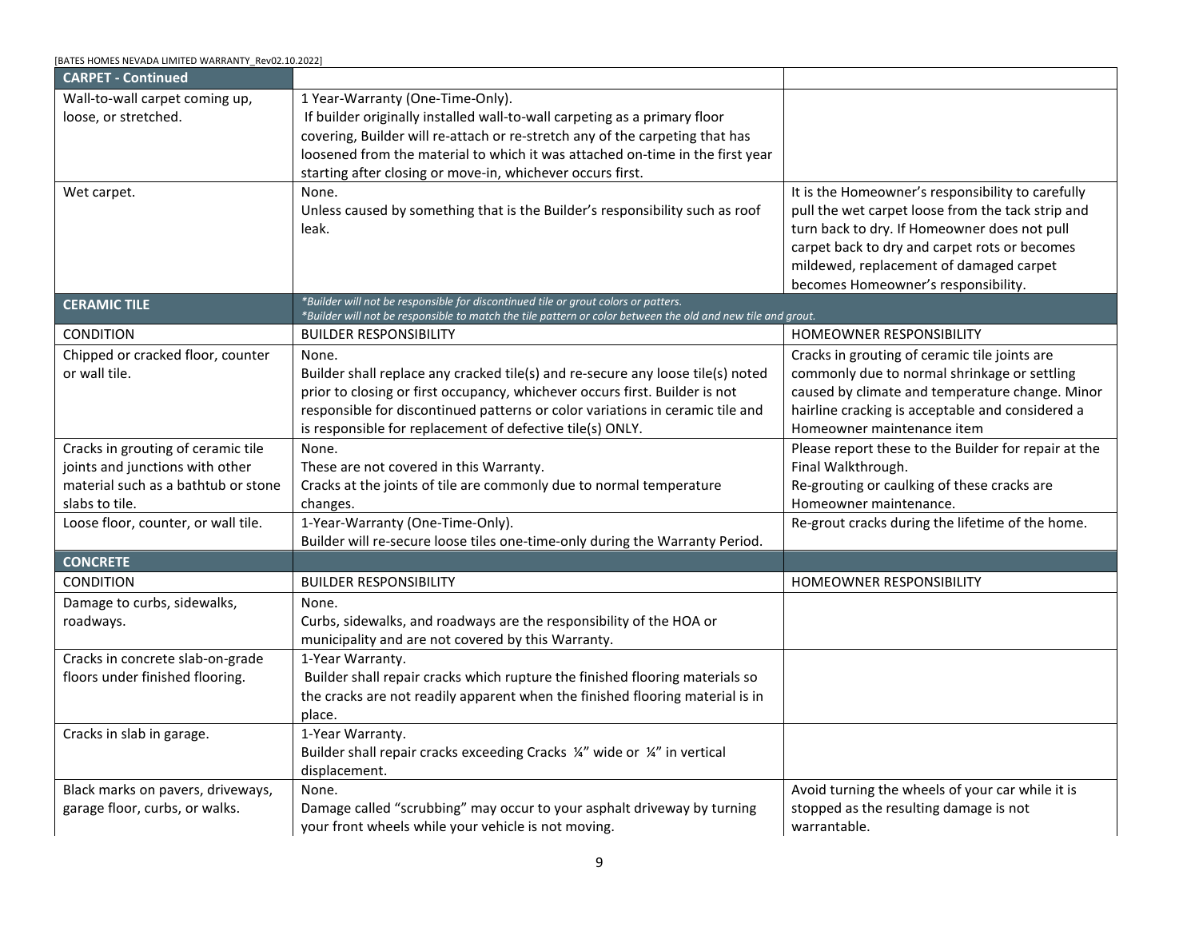| CARPET - Continued | | |
|---|---|---|
| Wall-to-wall carpet coming up, loose, or stretched. | 1 Year-Warranty (One-Time-Only).<br>If builder originally installed wall-to-wall carpeting as a primary floor covering, Builder will re-attach or re-stretch any of the carpeting that has loosened from the material to which it was attached on-time in the first year starting after closing or move-in, whichever occurs first. | |
| Wet carpet. | None.<br>Unless caused by something that is the Builder's responsibility such as roof leak. | It is the Homeowner's responsibility to carefully pull the wet carpet loose from the tack strip and turn back to dry. If Homeowner does not pull carpet back to dry and carpet rots or becomes mildewed, replacement of damaged carpet becomes Homeowner's responsibility. |

| CERAMIC TILE | *\*Builder will not be responsible for discontinued tile or grout colors or patters.*<br>*\*Builder will not be responsible to match the tile pattern or color between the old and new tile and grout.* | |
|---|---|---|
| CONDITION | BUILDER RESPONSIBILITY | HOMEOWNER RESPONSIBILITY |
| Chipped or cracked floor, counter or wall tile. | None.<br>Builder shall replace any cracked tile(s) and re-secure any loose tile(s) noted prior to closing or first occupancy, whichever occurs first. Builder is not responsible for discontinued patterns or color variations in ceramic tile and is responsible for replacement of defective tile(s) ONLY. | Cracks in grouting of ceramic tile joints are commonly due to normal shrinkage or settling caused by climate and temperature change. Minor hairline cracking is acceptable and considered a Homeowner maintenance item |
| Cracks in grouting of ceramic tile joints and junctions with other material such as a bathtub or stone slabs to tile. | None.<br>These are not covered in this Warranty.<br>Cracks at the joints of tile are commonly due to normal temperature changes. | Please report these to the Builder for repair at the Final Walkthrough.<br>Re-grouting or caulking of these cracks are Homeowner maintenance. |
| Loose floor, counter, or wall tile. | 1-Year-Warranty (One-Time-Only).<br>Builder will re-secure loose tiles one-time-only during the Warranty Period. | Re-grout cracks during the lifetime of the home. |

| CONCRETE | | |
|---|---|---|
| CONDITION | BUILDER RESPONSIBILITY | HOMEOWNER RESPONSIBILITY |
| Damage to curbs, sidewalks, roadways. | None.<br>Curbs, sidewalks, and roadways are the responsibility of the HOA or municipality and are not covered by this Warranty. | |
| Cracks in concrete slab-on-grade floors under finished flooring. | 1-Year Warranty.<br>Builder shall repair cracks which rupture the finished flooring materials so the cracks are not readily apparent when the finished flooring material is in place. | |
| Cracks in slab in garage. | 1-Year Warranty.<br>Builder shall repair cracks exceeding Cracks ¼" wide or ¼" in vertical displacement. | |
| Black marks on pavers, driveways, garage floor, curbs, or walks. | None.<br>Damage called "scrubbing" may occur to your asphalt driveway by turning your front wheels while your vehicle is not moving. | Avoid turning the wheels of your car while it is stopped as the resulting damage is not warrantable. |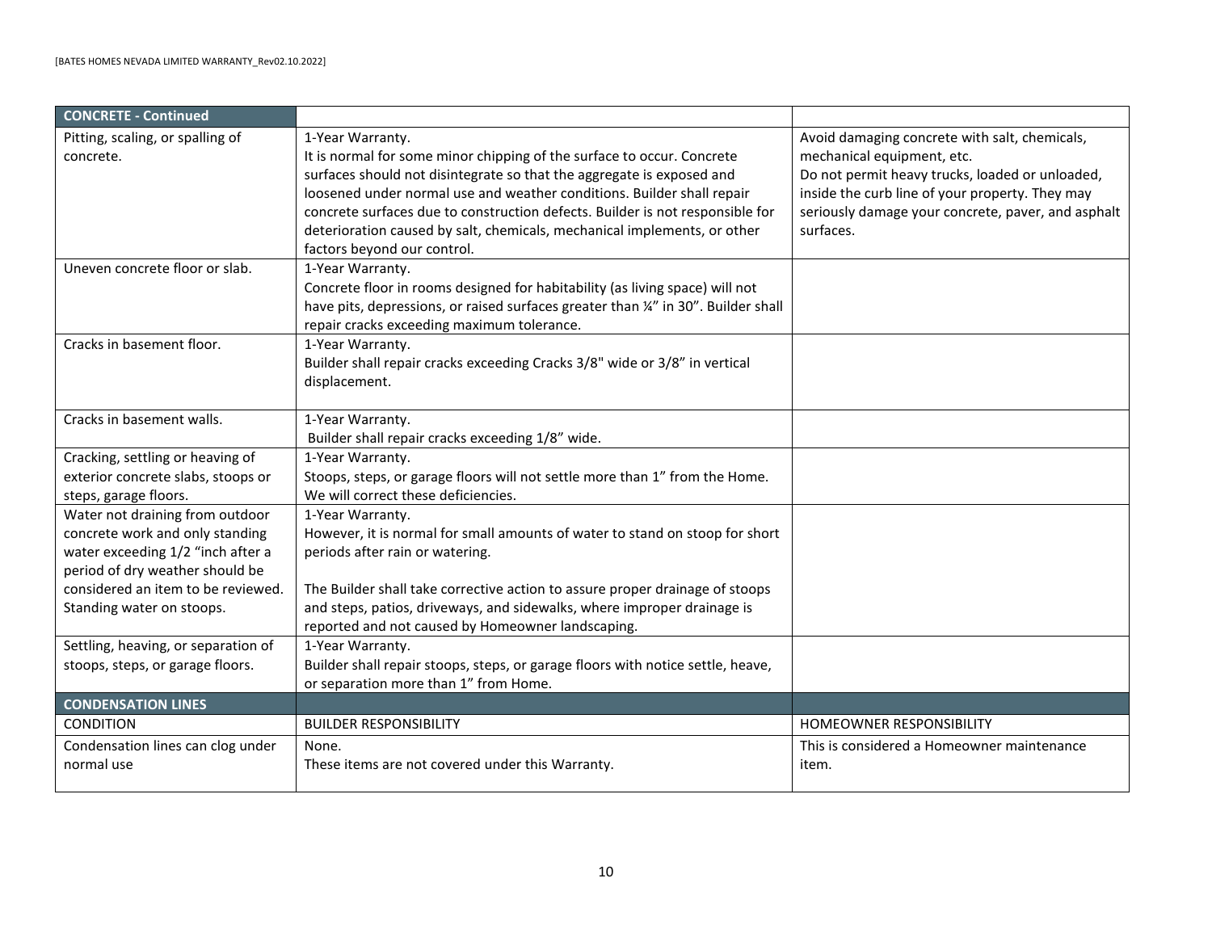| CONCRETE - Continued | | |
|---|---|---|
| Pitting, scaling, or spalling of concrete. | 1-Year Warranty.<br>It is normal for some minor chipping of the surface to occur. Concrete surfaces should not disintegrate so that the aggregate is exposed and loosened under normal use and weather conditions. Builder shall repair concrete surfaces due to construction defects. Builder is not responsible for deterioration caused by salt, chemicals, mechanical implements, or other factors beyond our control. | Avoid damaging concrete with salt, chemicals, mechanical equipment, etc.<br>Do not permit heavy trucks, loaded or unloaded, inside the curb line of your property. They may seriously damage your concrete, paver, and asphalt surfaces. |
| Uneven concrete floor or slab. | 1-Year Warranty.<br>Concrete floor in rooms designed for habitability (as living space) will not have pits, depressions, or raised surfaces greater than ¼" in 30". Builder shall repair cracks exceeding maximum tolerance. | |
| Cracks in basement floor. | 1-Year Warranty.<br>Builder shall repair cracks exceeding Cracks 3/8" wide or 3/8" in vertical displacement. | |
| Cracks in basement walls. | 1-Year Warranty.<br>Builder shall repair cracks exceeding 1/8" wide. | |
| Cracking, settling or heaving of exterior concrete slabs, stoops or steps, garage floors. | 1-Year Warranty.<br>Stoops, steps, or garage floors will not settle more than 1" from the Home. We will correct these deficiencies. | |
| Water not draining from outdoor concrete work and only standing water exceeding 1/2 "inch after a period of dry weather should be considered an item to be reviewed. Standing water on stoops. | 1-Year Warranty.<br>However, it is normal for small amounts of water to stand on stoop for short periods after rain or watering.<br><br>The Builder shall take corrective action to assure proper drainage of stoops and steps, patios, driveways, and sidewalks, where improper drainage is reported and not caused by Homeowner landscaping. | |
| Settling, heaving, or separation of stoops, steps, or garage floors. | 1-Year Warranty.<br>Builder shall repair stoops, steps, or garage floors with notice settle, heave, or separation more than 1" from Home. | |
| **CONDENSATION LINES** | | |
| CONDITION | BUILDER RESPONSIBILITY | HOMEOWNER RESPONSIBILITY |
| Condensation lines can clog under normal use | None.<br>These items are not covered under this Warranty. | This is considered a Homeowner maintenance item. |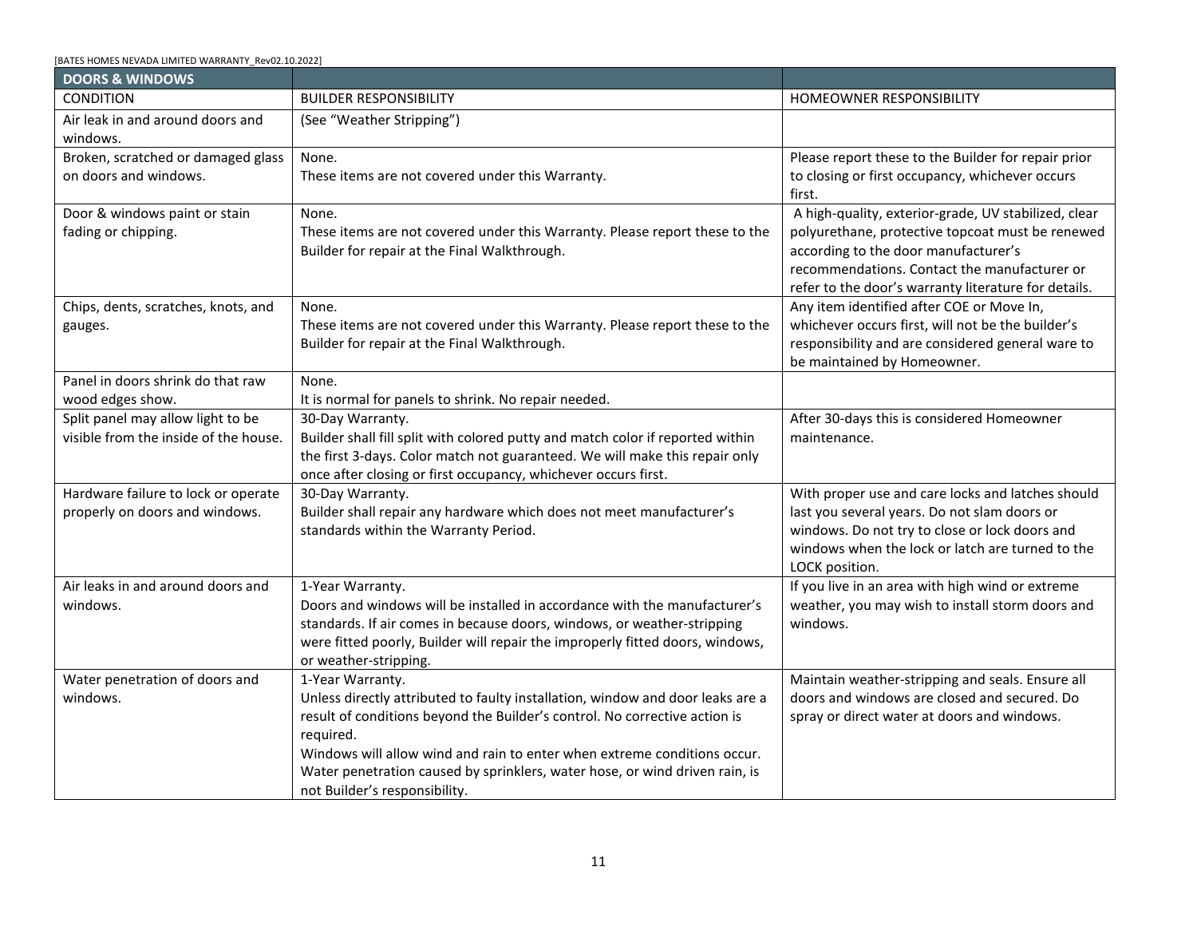| DOORS & WINDOWS | | |
|---|---|---|
| CONDITION | BUILDER RESPONSIBILITY | HOMEOWNER RESPONSIBILITY |
| Air leak in and around doors and windows. | (See "Weather Stripping") | |
| Broken, scratched or damaged glass on doors and windows. | None.<br>These items are not covered under this Warranty. | Please report these to the Builder for repair prior to closing or first occupancy, whichever occurs first. |
| Door & windows paint or stain fading or chipping. | None.<br>These items are not covered under this Warranty. Please report these to the Builder for repair at the Final Walkthrough. | A high-quality, exterior-grade, UV stabilized, clear polyurethane, protective topcoat must be renewed according to the door manufacturer's recommendations. Contact the manufacturer or refer to the door's warranty literature for details. |
| Chips, dents, scratches, knots, and gauges. | None.<br>These items are not covered under this Warranty. Please report these to the Builder for repair at the Final Walkthrough. | Any item identified after COE or Move In, whichever occurs first, will not be the builder's responsibility and are considered general ware to be maintained by Homeowner. |
| Panel in doors shrink do that raw wood edges show. | None.<br>It is normal for panels to shrink. No repair needed. | |
| Split panel may allow light to be visible from the inside of the house. | 30-Day Warranty.<br>Builder shall fill split with colored putty and match color if reported within the first 3-days. Color match not guaranteed. We will make this repair only once after closing or first occupancy, whichever occurs first. | After 30-days this is considered Homeowner maintenance. |
| Hardware failure to lock or operate properly on doors and windows. | 30-Day Warranty.<br>Builder shall repair any hardware which does not meet manufacturer's standards within the Warranty Period. | With proper use and care locks and latches should last you several years. Do not slam doors or windows. Do not try to close or lock doors and windows when the lock or latch are turned to the LOCK position. |
| Air leaks in and around doors and windows. | 1-Year Warranty.<br>Doors and windows will be installed in accordance with the manufacturer's standards. If air comes in because doors, windows, or weather-stripping were fitted poorly, Builder will repair the improperly fitted doors, windows, or weather-stripping. | If you live in an area with high wind or extreme weather, you may wish to install storm doors and windows. |
| Water penetration of doors and windows. | 1-Year Warranty.<br>Unless directly attributed to faulty installation, window and door leaks are a result of conditions beyond the Builder's control. No corrective action is required.<br>Windows will allow wind and rain to enter when extreme conditions occur. Water penetration caused by sprinklers, water hose, or wind driven rain, is not Builder's responsibility. | Maintain weather-stripping and seals. Ensure all doors and windows are closed and secured. Do spray or direct water at doors and windows. |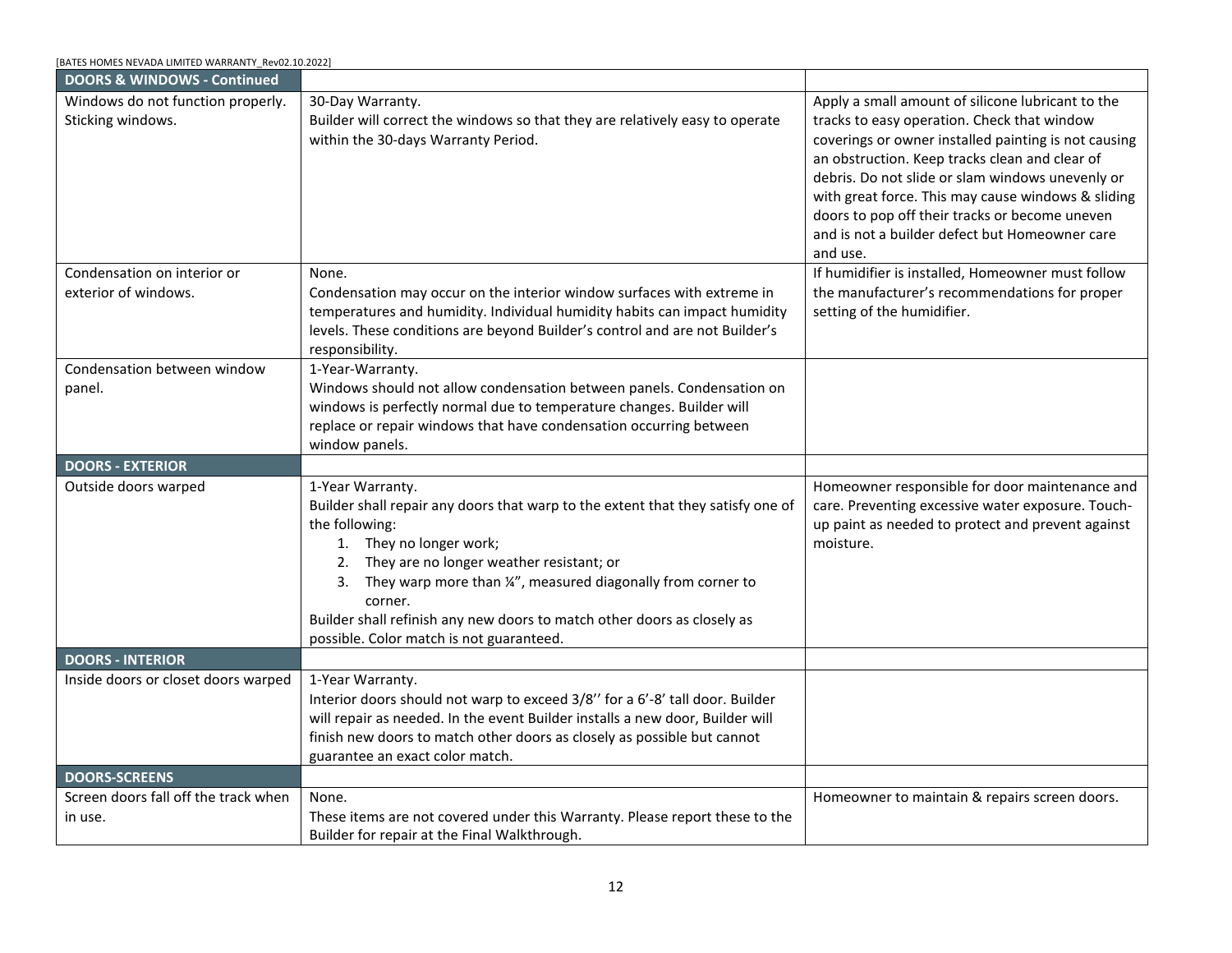| DOORS & WINDOWS - Continued | | |
|---|---|---|
| Windows do not function properly. Sticking windows. | 30-Day Warranty. Builder will correct the windows so that they are relatively easy to operate within the 30-days Warranty Period. | Apply a small amount of silicone lubricant to the tracks to easy operation. Check that window coverings or owner installed painting is not causing an obstruction. Keep tracks clean and clear of debris. Do not slide or slam windows unevenly or with great force. This may cause windows & sliding doors to pop off their tracks or become uneven and is not a builder defect but Homeowner care and use. |
| Condensation on interior or exterior of windows. | None. Condensation may occur on the interior window surfaces with extreme in temperatures and humidity. Individual humidity habits can impact humidity levels. These conditions are beyond Builder's control and are not Builder's responsibility. | If humidifier is installed, Homeowner must follow the manufacturer's recommendations for proper setting of the humidifier. |
| Condensation between window panel. | 1-Year-Warranty. Windows should not allow condensation between panels. Condensation on windows is perfectly normal due to temperature changes. Builder will replace or repair windows that have condensation occurring between window panels. | |
| **DOORS - EXTERIOR** | | |
| Outside doors warped | 1-Year Warranty. Builder shall repair any doors that warp to the extent that they satisfy one of the following:<br>1. They no longer work;<br>2. They are no longer weather resistant; or<br>3. They warp more than ¼", measured diagonally from corner to corner.<br>Builder shall refinish any new doors to match other doors as closely as possible. Color match is not guaranteed. | Homeowner responsible for door maintenance and care. Preventing excessive water exposure. Touch-up paint as needed to protect and prevent against moisture. |
| **DOORS - INTERIOR** | | |
| Inside doors or closet doors warped | 1-Year Warranty. Interior doors should not warp to exceed 3/8'' for a 6'-8' tall door. Builder will repair as needed. In the event Builder installs a new door, Builder will finish new doors to match other doors as closely as possible but cannot guarantee an exact color match. | |
| **DOORS-SCREENS** | | |
| Screen doors fall off the track when in use. | None. These items are not covered under this Warranty. Please report these to the Builder for repair at the Final Walkthrough. | Homeowner to maintain & repairs screen doors. |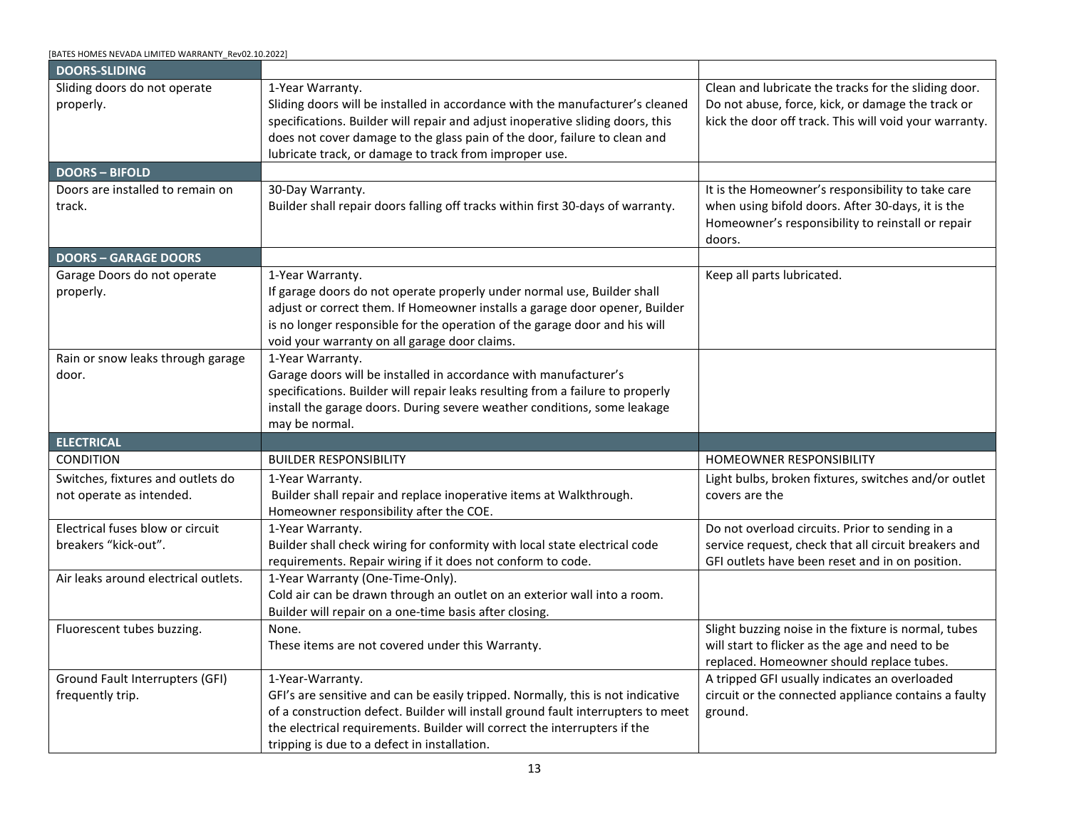| DOORS-SLIDING | | |
|---|---|---|
| Sliding doors do not operate properly. | 1-Year Warranty.<br>Sliding doors will be installed in accordance with the manufacturer's cleaned specifications. Builder will repair and adjust inoperative sliding doors, this does not cover damage to the glass pain of the door, failure to clean and lubricate track, or damage to track from improper use. | Clean and lubricate the tracks for the sliding door. Do not abuse, force, kick, or damage the track or kick the door off track. This will void your warranty. |
| **DOORS – BIFOLD** | | |
| Doors are installed to remain on track. | 30-Day Warranty.<br>Builder shall repair doors falling off tracks within first 30-days of warranty. | It is the Homeowner's responsibility to take care when using bifold doors. After 30-days, it is the Homeowner's responsibility to reinstall or repair doors. |
| **DOORS – GARAGE DOORS** | | |
| Garage Doors do not operate properly. | 1-Year Warranty.<br>If garage doors do not operate properly under normal use, Builder shall adjust or correct them. If Homeowner installs a garage door opener, Builder is no longer responsible for the operation of the garage door and his will void your warranty on all garage door claims. | Keep all parts lubricated. |
| Rain or snow leaks through garage door. | 1-Year Warranty.<br>Garage doors will be installed in accordance with manufacturer's specifications. Builder will repair leaks resulting from a failure to properly install the garage doors. During severe weather conditions, some leakage may be normal. | |
| **ELECTRICAL** | | |
| CONDITION | BUILDER RESPONSIBILITY | HOMEOWNER RESPONSIBILITY |
| Switches, fixtures and outlets do not operate as intended. | 1-Year Warranty.<br>Builder shall repair and replace inoperative items at Walkthrough. Homeowner responsibility after the COE. | Light bulbs, broken fixtures, switches and/or outlet covers are the |
| Electrical fuses blow or circuit breakers "kick-out". | 1-Year Warranty.<br>Builder shall check wiring for conformity with local state electrical code requirements. Repair wiring if it does not conform to code. | Do not overload circuits. Prior to sending in a service request, check that all circuit breakers and GFI outlets have been reset and in on position. |
| Air leaks around electrical outlets. | 1-Year Warranty (One-Time-Only).<br>Cold air can be drawn through an outlet on an exterior wall into a room. Builder will repair on a one-time basis after closing. | |
| Fluorescent tubes buzzing. | None.<br>These items are not covered under this Warranty. | Slight buzzing noise in the fixture is normal, tubes will start to flicker as the age and need to be replaced. Homeowner should replace tubes. |
| Ground Fault Interrupters (GFI) frequently trip. | 1-Year-Warranty.<br>GFI's are sensitive and can be easily tripped. Normally, this is not indicative of a construction defect. Builder will install ground fault interrupters to meet the electrical requirements. Builder will correct the interrupters if the tripping is due to a defect in installation. | A tripped GFI usually indicates an overloaded circuit or the connected appliance contains a faulty ground. |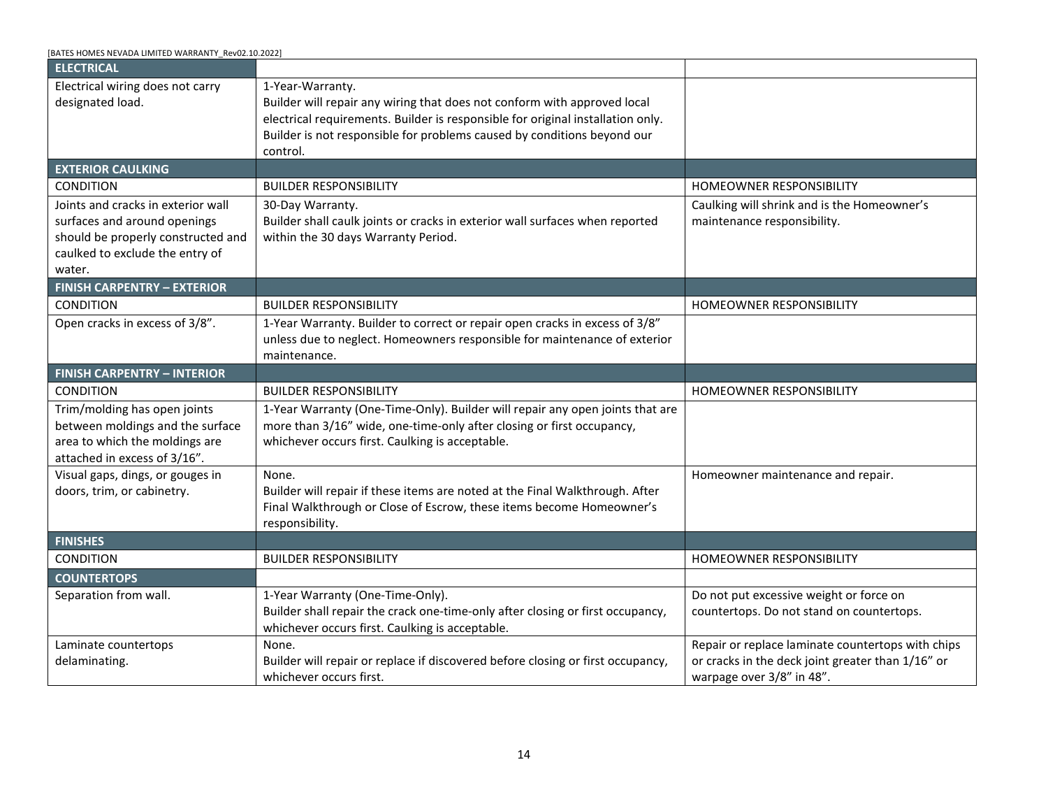| ELECTRICAL | | |
|---|---|---|
| Electrical wiring does not carry designated load. | 1-Year-Warranty. Builder will repair any wiring that does not conform with approved local electrical requirements. Builder is responsible for original installation only. Builder is not responsible for problems caused by conditions beyond our control. | |
| **EXTERIOR CAULKING** | | |
| CONDITION | BUILDER RESPONSIBILITY | HOMEOWNER RESPONSIBILITY |
| Joints and cracks in exterior wall surfaces and around openings should be properly constructed and caulked to exclude the entry of water. | 30-Day Warranty. Builder shall caulk joints or cracks in exterior wall surfaces when reported within the 30 days Warranty Period. | Caulking will shrink and is the Homeowner's maintenance responsibility. |
| **FINISH CARPENTRY – EXTERIOR** | | |
| CONDITION | BUILDER RESPONSIBILITY | HOMEOWNER RESPONSIBILITY |
| Open cracks in excess of 3/8". | 1-Year Warranty. Builder to correct or repair open cracks in excess of 3/8" unless due to neglect. Homeowners responsible for maintenance of exterior maintenance. | |
| **FINISH CARPENTRY – INTERIOR** | | |
| CONDITION | BUILDER RESPONSIBILITY | HOMEOWNER RESPONSIBILITY |
| Trim/molding has open joints between moldings and the surface area to which the moldings are attached in excess of 3/16". | 1-Year Warranty (One-Time-Only). Builder will repair any open joints that are more than 3/16" wide, one-time-only after closing or first occupancy, whichever occurs first. Caulking is acceptable. | |
| Visual gaps, dings, or gouges in doors, trim, or cabinetry. | None. Builder will repair if these items are noted at the Final Walkthrough. After Final Walkthrough or Close of Escrow, these items become Homeowner's responsibility. | Homeowner maintenance and repair. |
| **FINISHES** | | |
| CONDITION | BUILDER RESPONSIBILITY | HOMEOWNER RESPONSIBILITY |
| **COUNTERTOPS** | | |
| Separation from wall. | 1-Year Warranty (One-Time-Only). Builder shall repair the crack one-time-only after closing or first occupancy, whichever occurs first. Caulking is acceptable. | Do not put excessive weight or force on countertops. Do not stand on countertops. |
| Laminate countertops delaminating. | None. Builder will repair or replace if discovered before closing or first occupancy, whichever occurs first. | Repair or replace laminate countertops with chips or cracks in the deck joint greater than 1/16" or warpage over 3/8" in 48". |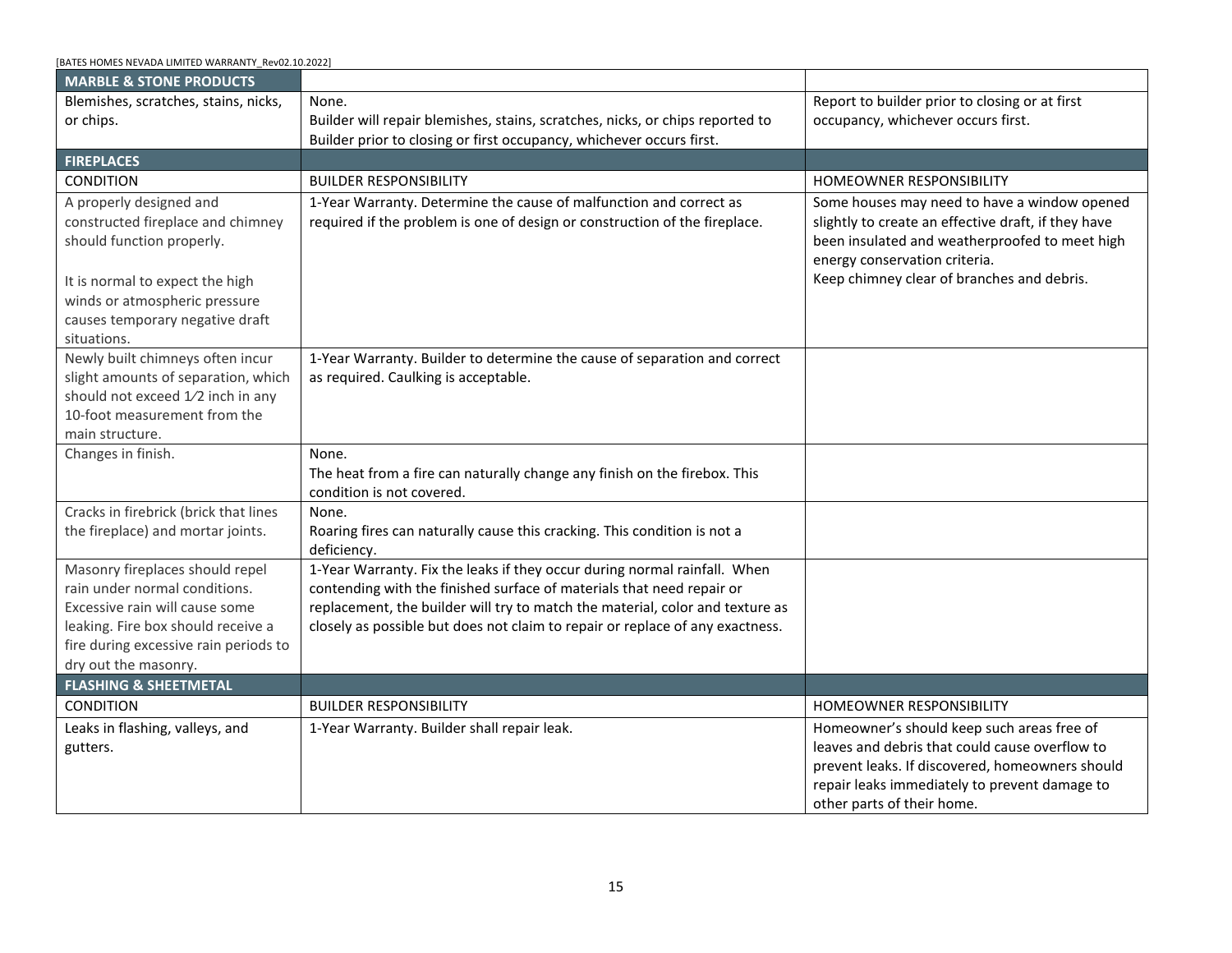| MARBLE & STONE PRODUCTS | | |
|---|---|---|
| Blemishes, scratches, stains, nicks, or chips. | None.<br>Builder will repair blemishes, stains, scratches, nicks, or chips reported to Builder prior to closing or first occupancy, whichever occurs first. | Report to builder prior to closing or at first occupancy, whichever occurs first. |
| **FIREPLACES** | | |
| CONDITION | BUILDER RESPONSIBILITY | HOMEOWNER RESPONSIBILITY |
| A properly designed and constructed fireplace and chimney should function properly.<br><br>It is normal to expect the high winds or atmospheric pressure causes temporary negative draft situations. | 1-Year Warranty. Determine the cause of malfunction and correct as required if the problem is one of design or construction of the fireplace. | Some houses may need to have a window opened slightly to create an effective draft, if they have been insulated and weatherproofed to meet high energy conservation criteria.<br>Keep chimney clear of branches and debris. |
| Newly built chimneys often incur slight amounts of separation, which should not exceed 1⁄2 inch in any 10-foot measurement from the main structure. | 1-Year Warranty. Builder to determine the cause of separation and correct as required. Caulking is acceptable. | |
| Changes in finish. | None.<br>The heat from a fire can naturally change any finish on the firebox. This condition is not covered. | |
| Cracks in firebrick (brick that lines the fireplace) and mortar joints. | None.<br>Roaring fires can naturally cause this cracking. This condition is not a deficiency. | |
| Masonry fireplaces should repel rain under normal conditions. Excessive rain will cause some leaking. Fire box should receive a fire during excessive rain periods to dry out the masonry. | 1-Year Warranty. Fix the leaks if they occur during normal rainfall. When contending with the finished surface of materials that need repair or replacement, the builder will try to match the material, color and texture as closely as possible but does not claim to repair or replace of any exactness. | |
| **FLASHING & SHEETMETAL** | | |
| CONDITION | BUILDER RESPONSIBILITY | HOMEOWNER RESPONSIBILITY |
| Leaks in flashing, valleys, and gutters. | 1-Year Warranty. Builder shall repair leak. | Homeowner's should keep such areas free of leaves and debris that could cause overflow to prevent leaks. If discovered, homeowners should repair leaks immediately to prevent damage to other parts of their home. |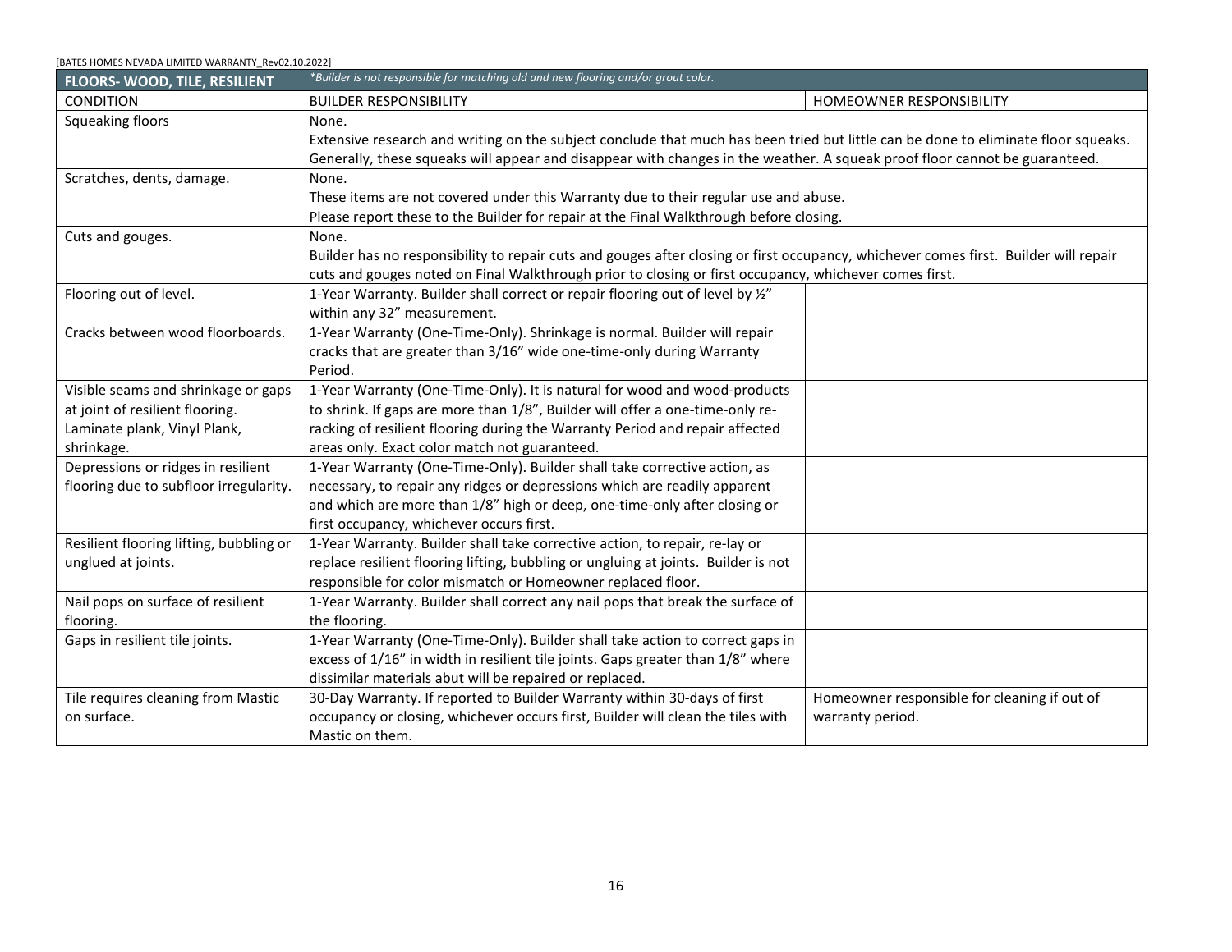| FLOORS- WOOD, TILE, RESILIENT | *Builder is not responsible for matching old and new flooring and/or grout color.* | |
|---|---|---|
| CONDITION | BUILDER RESPONSIBILITY | HOMEOWNER RESPONSIBILITY |
| Squeaking floors | None.<br>Extensive research and writing on the subject conclude that much has been tried but little can be done to eliminate floor squeaks. Generally, these squeaks will appear and disappear with changes in the weather. A squeak proof floor cannot be guaranteed. | |
| Scratches, dents, damage. | None.<br>These items are not covered under this Warranty due to their regular use and abuse.<br>Please report these to the Builder for repair at the Final Walkthrough before closing. | |
| Cuts and gouges. | None.<br>Builder has no responsibility to repair cuts and gouges after closing or first occupancy, whichever comes first. Builder will repair cuts and gouges noted on Final Walkthrough prior to closing or first occupancy, whichever comes first. | |
| Flooring out of level. | 1-Year Warranty. Builder shall correct or repair flooring out of level by ½" within any 32" measurement. | |
| Cracks between wood floorboards. | 1-Year Warranty (One-Time-Only). Shrinkage is normal. Builder will repair cracks that are greater than 3/16" wide one-time-only during Warranty Period. | |
| Visible seams and shrinkage or gaps at joint of resilient flooring. Laminate plank, Vinyl Plank, shrinkage. | 1-Year Warranty (One-Time-Only). It is natural for wood and wood-products to shrink. If gaps are more than 1/8", Builder will offer a one-time-only re-racking of resilient flooring during the Warranty Period and repair affected areas only. Exact color match not guaranteed. | |
| Depressions or ridges in resilient flooring due to subfloor irregularity. | 1-Year Warranty (One-Time-Only). Builder shall take corrective action, as necessary, to repair any ridges or depressions which are readily apparent and which are more than 1/8" high or deep, one-time-only after closing or first occupancy, whichever occurs first. | |
| Resilient flooring lifting, bubbling or unglued at joints. | 1-Year Warranty. Builder shall take corrective action, to repair, re-lay or replace resilient flooring lifting, bubbling or ungluing at joints. Builder is not responsible for color mismatch or Homeowner replaced floor. | |
| Nail pops on surface of resilient flooring. | 1-Year Warranty. Builder shall correct any nail pops that break the surface of the flooring. | |
| Gaps in resilient tile joints. | 1-Year Warranty (One-Time-Only). Builder shall take action to correct gaps in excess of 1/16" in width in resilient tile joints. Gaps greater than 1/8" where dissimilar materials abut will be repaired or replaced. | |
| Tile requires cleaning from Mastic on surface. | 30-Day Warranty. If reported to Builder Warranty within 30-days of first occupancy or closing, whichever occurs first, Builder will clean the tiles with Mastic on them. | Homeowner responsible for cleaning if out of warranty period. |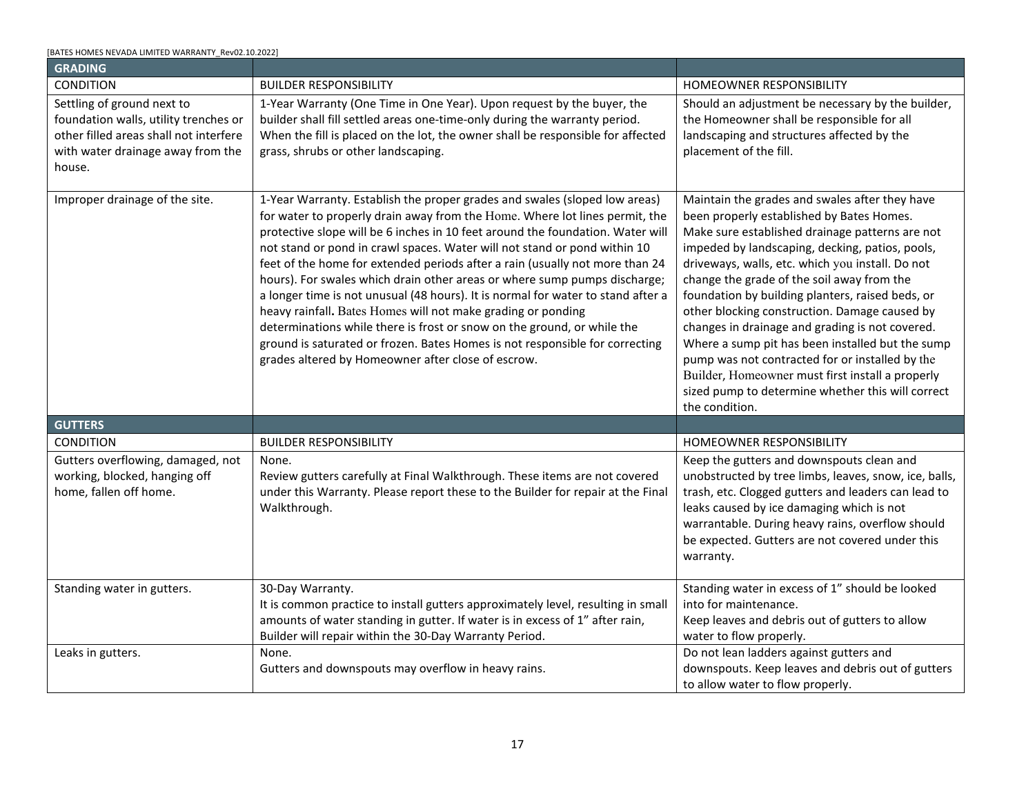| GRADING | | |
|---|---|---|
| CONDITION | BUILDER RESPONSIBILITY | HOMEOWNER RESPONSIBILITY |
| Settling of ground next to foundation walls, utility trenches or other filled areas shall not interfere with water drainage away from the house. | 1-Year Warranty (One Time in One Year). Upon request by the buyer, the builder shall fill settled areas one-time-only during the warranty period. When the fill is placed on the lot, the owner shall be responsible for affected grass, shrubs or other landscaping. | Should an adjustment be necessary by the builder, the Homeowner shall be responsible for all landscaping and structures affected by the placement of the fill. |
| Improper drainage of the site. | 1-Year Warranty. Establish the proper grades and swales (sloped low areas) for water to properly drain away from the Home. Where lot lines permit, the protective slope will be 6 inches in 10 feet around the foundation. Water will not stand or pond in crawl spaces. Water will not stand or pond within 10 feet of the home for extended periods after a rain (usually not more than 24 hours). For swales which drain other areas or where sump pumps discharge; a longer time is not unusual (48 hours). It is normal for water to stand after a heavy rainfall. Bates Homes will not make grading or ponding determinations while there is frost or snow on the ground, or while the ground is saturated or frozen. Bates Homes is not responsible for correcting grades altered by Homeowner after close of escrow. | Maintain the grades and swales after they have been properly established by Bates Homes. Make sure established drainage patterns are not impeded by landscaping, decking, patios, pools, driveways, walls, etc. which you install. Do not change the grade of the soil away from the foundation by building planters, raised beds, or other blocking construction. Damage caused by changes in drainage and grading is not covered. Where a sump pit has been installed but the sump pump was not contracted for or installed by the Builder, Homeowner must first install a properly sized pump to determine whether this will correct the condition. |

| GUTTERS | | |
|---|---|---|
| CONDITION | BUILDER RESPONSIBILITY | HOMEOWNER RESPONSIBILITY |
| Gutters overflowing, damaged, not working, blocked, hanging off home, fallen off home. | None.<br>Review gutters carefully at Final Walkthrough. These items are not covered under this Warranty. Please report these to the Builder for repair at the Final Walkthrough. | Keep the gutters and downspouts clean and unobstructed by tree limbs, leaves, snow, ice, balls, trash, etc. Clogged gutters and leaders can lead to leaks caused by ice damaging which is not warrantable. During heavy rains, overflow should be expected. Gutters are not covered under this warranty. |
| Standing water in gutters. | 30-Day Warranty.<br>It is common practice to install gutters approximately level, resulting in small amounts of water standing in gutter. If water is in excess of 1" after rain, Builder will repair within the 30-Day Warranty Period. | Standing water in excess of 1" should be looked into for maintenance.<br>Keep leaves and debris out of gutters to allow water to flow properly. |
| Leaks in gutters. | None.<br>Gutters and downspouts may overflow in heavy rains. | Do not lean ladders against gutters and downspouts. Keep leaves and debris out of gutters to allow water to flow properly. |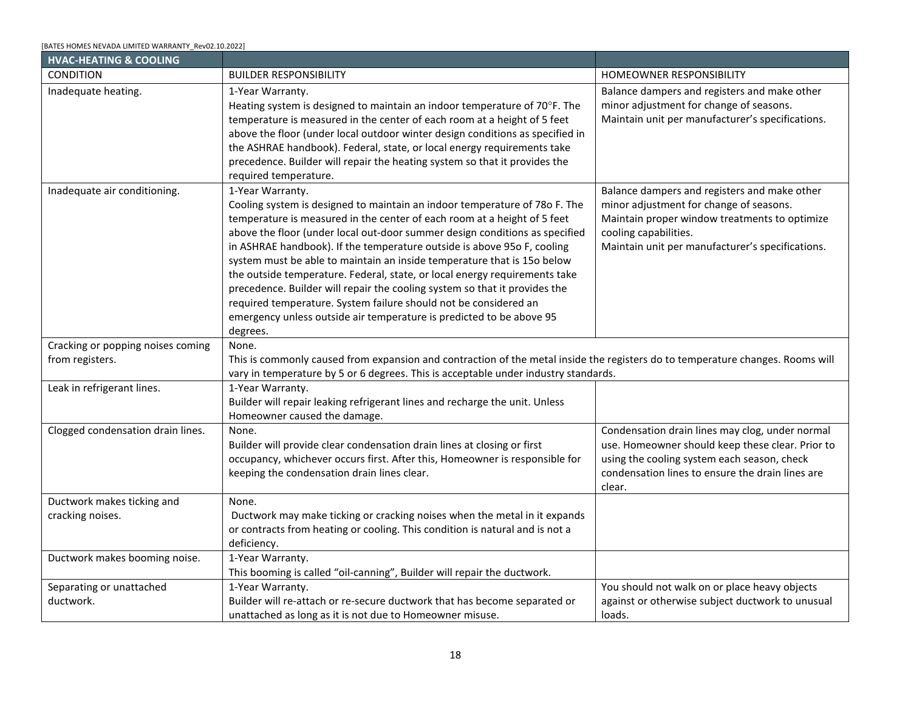| HVAC-HEATING & COOLING | | |
|---|---|---|
| CONDITION | BUILDER RESPONSIBILITY | HOMEOWNER RESPONSIBILITY |
| Inadequate heating. | 1-Year Warranty.<br>Heating system is designed to maintain an indoor temperature of 70°F. The temperature is measured in the center of each room at a height of 5 feet above the floor (under local outdoor winter design conditions as specified in the ASHRAE handbook). Federal, state, or local energy requirements take precedence. Builder will repair the heating system so that it provides the required temperature. | Balance dampers and registers and make other minor adjustment for change of seasons.<br>Maintain unit per manufacturer's specifications. |
| Inadequate air conditioning. | 1-Year Warranty.<br>Cooling system is designed to maintain an indoor temperature of 78o F. The temperature is measured in the center of each room at a height of 5 feet above the floor (under local out-door summer design conditions as specified in ASHRAE handbook). If the temperature outside is above 95o F, cooling system must be able to maintain an inside temperature that is 15o below the outside temperature. Federal, state, or local energy requirements take precedence. Builder will repair the cooling system so that it provides the required temperature. System failure should not be considered an emergency unless outside air temperature is predicted to be above 95 degrees. | Balance dampers and registers and make other minor adjustment for change of seasons.<br>Maintain proper window treatments to optimize cooling capabilities.<br>Maintain unit per manufacturer's specifications. |
| Cracking or popping noises coming from registers. | None.<br>This is commonly caused from expansion and contraction of the metal inside the registers do to temperature changes. Rooms will vary in temperature by 5 or 6 degrees. This is acceptable under industry standards. | |
| Leak in refrigerant lines. | 1-Year Warranty.<br>Builder will repair leaking refrigerant lines and recharge the unit. Unless Homeowner caused the damage. | |
| Clogged condensation drain lines. | None.<br>Builder will provide clear condensation drain lines at closing or first occupancy, whichever occurs first. After this, Homeowner is responsible for keeping the condensation drain lines clear. | Condensation drain lines may clog, under normal use. Homeowner should keep these clear. Prior to using the cooling system each season, check condensation lines to ensure the drain lines are clear. |
| Ductwork makes ticking and cracking noises. | None.<br>Ductwork may make ticking or cracking noises when the metal in it expands or contracts from heating or cooling. This condition is natural and is not a deficiency. | |
| Ductwork makes booming noise. | 1-Year Warranty.<br>This booming is called "oil-canning", Builder will repair the ductwork. | |
| Separating or unattached ductwork. | 1-Year Warranty.<br>Builder will re-attach or re-secure ductwork that has become separated or unattached as long as it is not due to Homeowner misuse. | You should not walk on or place heavy objects against or otherwise subject ductwork to unusual loads. |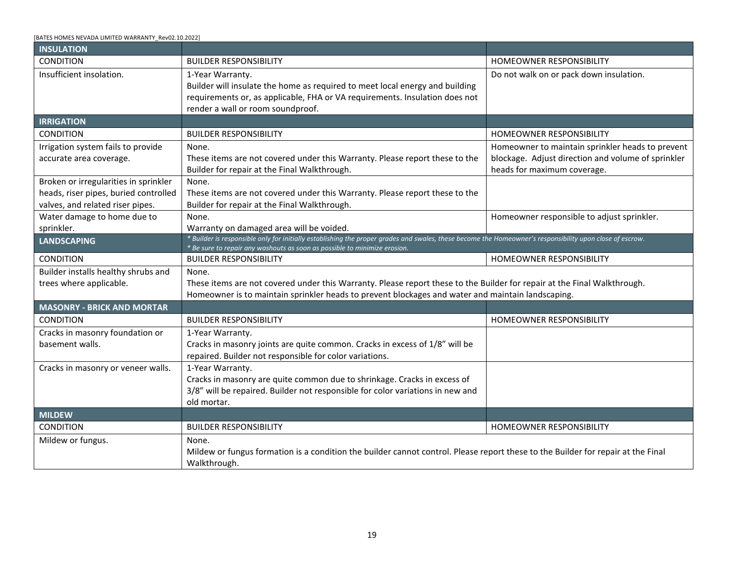| INSULATION | | |
|---|---|---|
| CONDITION | BUILDER RESPONSIBILITY | HOMEOWNER RESPONSIBILITY |
| Insufficient insolation. | 1-Year Warranty.<br>Builder will insulate the home as required to meet local energy and building requirements or, as applicable, FHA or VA requirements. Insulation does not render a wall or room soundproof. | Do not walk on or pack down insulation. |

| IRRIGATION | | |
|---|---|---|
| CONDITION | BUILDER RESPONSIBILITY | HOMEOWNER RESPONSIBILITY |
| Irrigation system fails to provide accurate area coverage. | None.<br>These items are not covered under this Warranty. Please report these to the Builder for repair at the Final Walkthrough. | Homeowner to maintain sprinkler heads to prevent blockage. Adjust direction and volume of sprinkler heads for maximum coverage. |
| Broken or irregularities in sprinkler heads, riser pipes, buried controlled valves, and related riser pipes. | None.<br>These items are not covered under this Warranty. Please report these to the Builder for repair at the Final Walkthrough. | |
| Water damage to home due to sprinkler. | None.<br>Warranty on damaged area will be voided. | Homeowner responsible to adjust sprinkler. |

| LANDSCAPING | *\* Builder is responsible only for initially establishing the proper grades and swales, these become the Homeowner's responsibility upon close of escrow.<br>\* Be sure to repair any washouts as soon as possible to minimize erosion.* | |
|---|---|---|
| CONDITION | BUILDER RESPONSIBILITY | HOMEOWNER RESPONSIBILITY |
| Builder installs healthy shrubs and trees where applicable. | None.<br>These items are not covered under this Warranty. Please report these to the Builder for repair at the Final Walkthrough.<br>Homeowner is to maintain sprinkler heads to prevent blockages and water and maintain landscaping. | |

| MASONRY - BRICK AND MORTAR | | |
|---|---|---|
| CONDITION | BUILDER RESPONSIBILITY | HOMEOWNER RESPONSIBILITY |
| Cracks in masonry foundation or basement walls. | 1-Year Warranty.<br>Cracks in masonry joints are quite common. Cracks in excess of 1/8" will be repaired. Builder not responsible for color variations. | |
| Cracks in masonry or veneer walls. | 1-Year Warranty.<br>Cracks in masonry are quite common due to shrinkage. Cracks in excess of 3/8" will be repaired. Builder not responsible for color variations in new and old mortar. | |

| MILDEW | | |
|---|---|---|
| CONDITION | BUILDER RESPONSIBILITY | HOMEOWNER RESPONSIBILITY |
| Mildew or fungus. | None.<br>Mildew or fungus formation is a condition the builder cannot control. Please report these to the Builder for repair at the Final Walkthrough. | |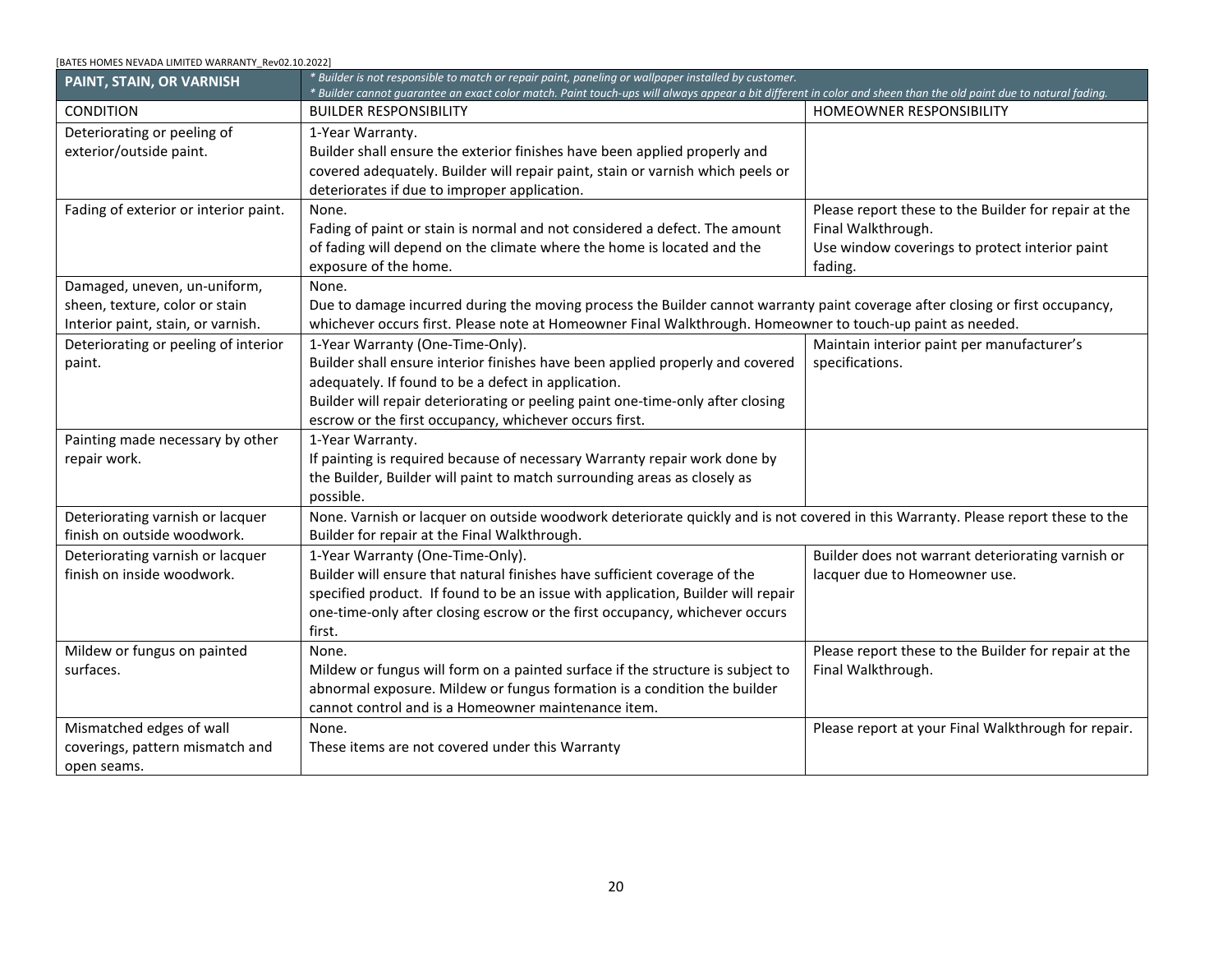| PAINT, STAIN, OR VARNISH | *\* Builder is not responsible to match or repair paint, paneling or wallpaper installed by customer.<br>\* Builder cannot guarantee an exact color match. Paint touch-ups will always appear a bit different in color and sheen than the old paint due to natural fading.* | |
|---|---|---|
| CONDITION | BUILDER RESPONSIBILITY | HOMEOWNER RESPONSIBILITY |
| Deteriorating or peeling of exterior/outside paint. | 1-Year Warranty.<br>Builder shall ensure the exterior finishes have been applied properly and covered adequately. Builder will repair paint, stain or varnish which peels or deteriorates if due to improper application. | |
| Fading of exterior or interior paint. | None.<br>Fading of paint or stain is normal and not considered a defect. The amount of fading will depend on the climate where the home is located and the exposure of the home. | Please report these to the Builder for repair at the Final Walkthrough.<br>Use window coverings to protect interior paint fading. |
| Damaged, uneven, un-uniform, sheen, texture, color or stain Interior paint, stain, or varnish. | None.<br>Due to damage incurred during the moving process the Builder cannot warranty paint coverage after closing or first occupancy, whichever occurs first. Please note at Homeowner Final Walkthrough. Homeowner to touch-up paint as needed. | |
| Deteriorating or peeling of interior paint. | 1-Year Warranty (One-Time-Only).<br>Builder shall ensure interior finishes have been applied properly and covered adequately. If found to be a defect in application.<br>Builder will repair deteriorating or peeling paint one-time-only after closing escrow or the first occupancy, whichever occurs first. | Maintain interior paint per manufacturer's specifications. |
| Painting made necessary by other repair work. | 1-Year Warranty.<br>If painting is required because of necessary Warranty repair work done by the Builder, Builder will paint to match surrounding areas as closely as possible. | |
| Deteriorating varnish or lacquer finish on outside woodwork. | None. Varnish or lacquer on outside woodwork deteriorate quickly and is not covered in this Warranty. Please report these to the Builder for repair at the Final Walkthrough. | |
| Deteriorating varnish or lacquer finish on inside woodwork. | 1-Year Warranty (One-Time-Only).<br>Builder will ensure that natural finishes have sufficient coverage of the specified product. If found to be an issue with application, Builder will repair one-time-only after closing escrow or the first occupancy, whichever occurs first. | Builder does not warrant deteriorating varnish or lacquer due to Homeowner use. |
| Mildew or fungus on painted surfaces. | None.<br>Mildew or fungus will form on a painted surface if the structure is subject to abnormal exposure. Mildew or fungus formation is a condition the builder cannot control and is a Homeowner maintenance item. | Please report these to the Builder for repair at the Final Walkthrough. |
| Mismatched edges of wall coverings, pattern mismatch and open seams. | None.<br>These items are not covered under this Warranty | Please report at your Final Walkthrough for repair. |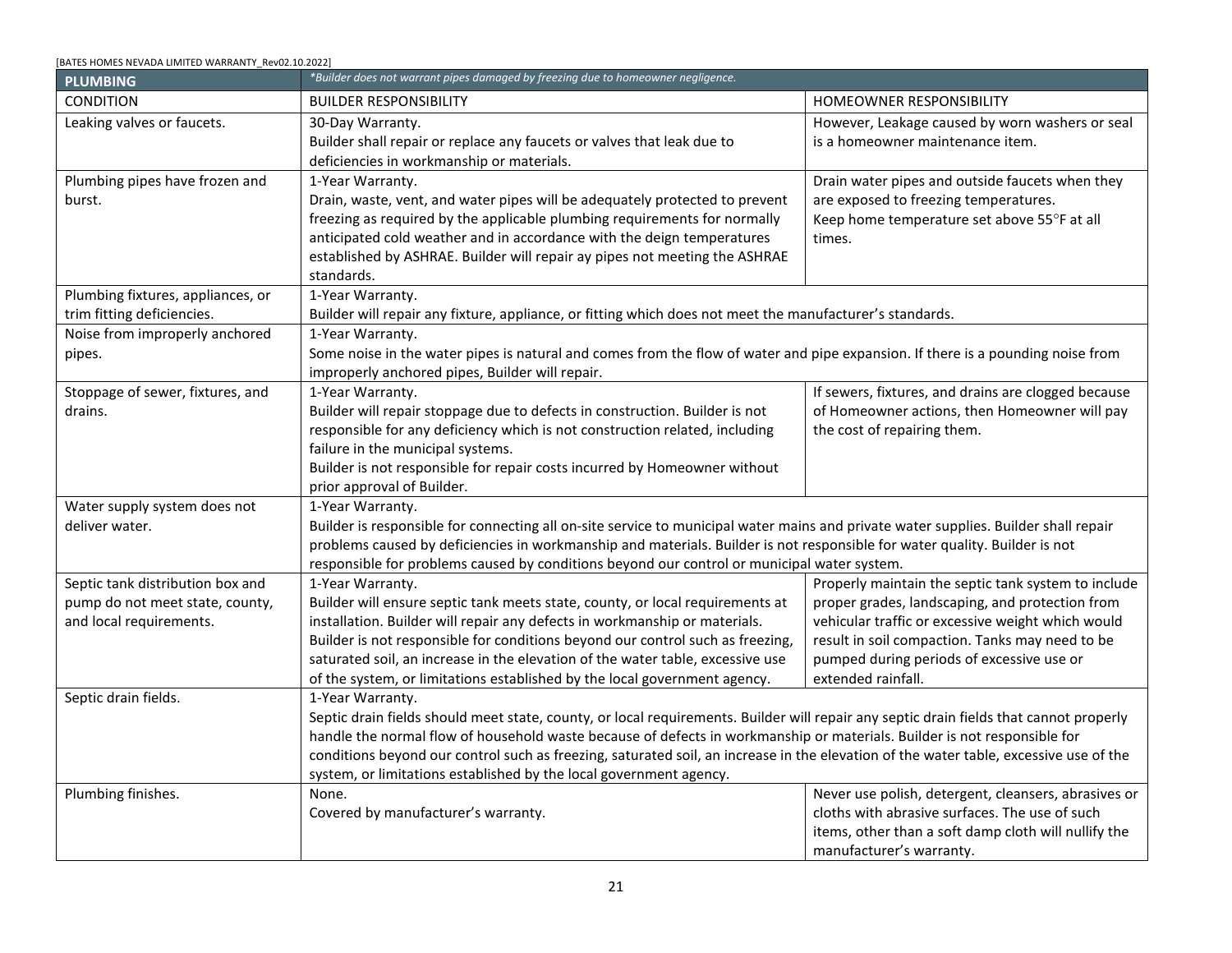| PLUMBING | *Builder does not warrant pipes damaged by freezing due to homeowner negligence.* | |
|---|---|---|
| CONDITION | BUILDER RESPONSIBILITY | HOMEOWNER RESPONSIBILITY |
| Leaking valves or faucets. | 30-Day Warranty.<br>Builder shall repair or replace any faucets or valves that leak due to deficiencies in workmanship or materials. | However, Leakage caused by worn washers or seal is a homeowner maintenance item. |
| Plumbing pipes have frozen and burst. | 1-Year Warranty.<br>Drain, waste, vent, and water pipes will be adequately protected to prevent freezing as required by the applicable plumbing requirements for normally anticipated cold weather and in accordance with the deign temperatures established by ASHRAE. Builder will repair ay pipes not meeting the ASHRAE standards. | Drain water pipes and outside faucets when they are exposed to freezing temperatures.<br>Keep home temperature set above 55°F at all times. |
| Plumbing fixtures, appliances, or trim fitting deficiencies. | 1-Year Warranty.<br>Builder will repair any fixture, appliance, or fitting which does not meet the manufacturer's standards. | |
| Noise from improperly anchored pipes. | 1-Year Warranty.<br>Some noise in the water pipes is natural and comes from the flow of water and pipe expansion. If there is a pounding noise from improperly anchored pipes, Builder will repair. | |
| Stoppage of sewer, fixtures, and drains. | 1-Year Warranty.<br>Builder will repair stoppage due to defects in construction. Builder is not responsible for any deficiency which is not construction related, including failure in the municipal systems.<br>Builder is not responsible for repair costs incurred by Homeowner without prior approval of Builder. | If sewers, fixtures, and drains are clogged because of Homeowner actions, then Homeowner will pay the cost of repairing them. |
| Water supply system does not deliver water. | 1-Year Warranty.<br>Builder is responsible for connecting all on-site service to municipal water mains and private water supplies. Builder shall repair problems caused by deficiencies in workmanship and materials. Builder is not responsible for water quality. Builder is not responsible for problems caused by conditions beyond our control or municipal water system. | |
| Septic tank distribution box and pump do not meet state, county, and local requirements. | 1-Year Warranty.<br>Builder will ensure septic tank meets state, county, or local requirements at installation. Builder will repair any defects in workmanship or materials. Builder is not responsible for conditions beyond our control such as freezing, saturated soil, an increase in the elevation of the water table, excessive use of the system, or limitations established by the local government agency. | Properly maintain the septic tank system to include proper grades, landscaping, and protection from vehicular traffic or excessive weight which would result in soil compaction. Tanks may need to be pumped during periods of excessive use or extended rainfall. |
| Septic drain fields. | 1-Year Warranty.<br>Septic drain fields should meet state, county, or local requirements. Builder will repair any septic drain fields that cannot properly handle the normal flow of household waste because of defects in workmanship or materials. Builder is not responsible for conditions beyond our control such as freezing, saturated soil, an increase in the elevation of the water table, excessive use of the system, or limitations established by the local government agency. | |
| Plumbing finishes. | None.<br>Covered by manufacturer's warranty. | Never use polish, detergent, cleansers, abrasives or cloths with abrasive surfaces. The use of such items, other than a soft damp cloth will nullify the manufacturer's warranty. |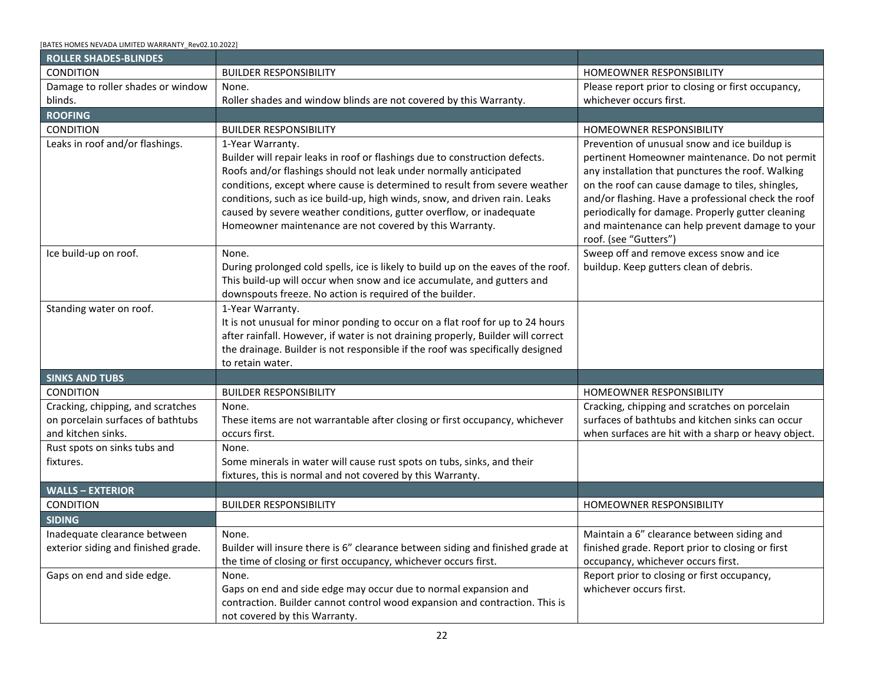| ROLLER SHADES-BLINDES | | |
|---|---|---|
| CONDITION | BUILDER RESPONSIBILITY | HOMEOWNER RESPONSIBILITY |
| Damage to roller shades or window blinds. | None.<br>Roller shades and window blinds are not covered by this Warranty. | Please report prior to closing or first occupancy, whichever occurs first. |
| **ROOFING** | | |
| CONDITION | BUILDER RESPONSIBILITY | HOMEOWNER RESPONSIBILITY |
| Leaks in roof and/or flashings. | 1-Year Warranty.<br>Builder will repair leaks in roof or flashings due to construction defects. Roofs and/or flashings should not leak under normally anticipated conditions, except where cause is determined to result from severe weather conditions, such as ice build-up, high winds, snow, and driven rain. Leaks caused by severe weather conditions, gutter overflow, or inadequate Homeowner maintenance are not covered by this Warranty. | Prevention of unusual snow and ice buildup is pertinent Homeowner maintenance. Do not permit any installation that punctures the roof. Walking on the roof can cause damage to tiles, shingles, and/or flashing. Have a professional check the roof periodically for damage. Properly gutter cleaning and maintenance can help prevent damage to your roof. (see "Gutters") |
| Ice build-up on roof. | None.<br>During prolonged cold spells, ice is likely to build up on the eaves of the roof. This build-up will occur when snow and ice accumulate, and gutters and downspouts freeze. No action is required of the builder. | Sweep off and remove excess snow and ice buildup. Keep gutters clean of debris. |
| Standing water on roof. | 1-Year Warranty.<br>It is not unusual for minor ponding to occur on a flat roof for up to 24 hours after rainfall. However, if water is not draining properly, Builder will correct the drainage. Builder is not responsible if the roof was specifically designed to retain water. | |
| **SINKS AND TUBS** | | |
| CONDITION | BUILDER RESPONSIBILITY | HOMEOWNER RESPONSIBILITY |
| Cracking, chipping, and scratches on porcelain surfaces of bathtubs and kitchen sinks. | None.<br>These items are not warrantable after closing or first occupancy, whichever occurs first. | Cracking, chipping and scratches on porcelain surfaces of bathtubs and kitchen sinks can occur when surfaces are hit with a sharp or heavy object. |
| Rust spots on sinks tubs and fixtures. | None.<br>Some minerals in water will cause rust spots on tubs, sinks, and their fixtures, this is normal and not covered by this Warranty. | |
| **WALLS – EXTERIOR** | | |
| CONDITION | BUILDER RESPONSIBILITY | HOMEOWNER RESPONSIBILITY |
| **SIDING** | | |
| Inadequate clearance between exterior siding and finished grade. | None.<br>Builder will insure there is 6" clearance between siding and finished grade at the time of closing or first occupancy, whichever occurs first. | Maintain a 6" clearance between siding and finished grade. Report prior to closing or first occupancy, whichever occurs first. |
| Gaps on end and side edge. | None.<br>Gaps on end and side edge may occur due to normal expansion and contraction. Builder cannot control wood expansion and contraction. This is not covered by this Warranty. | Report prior to closing or first occupancy, whichever occurs first. |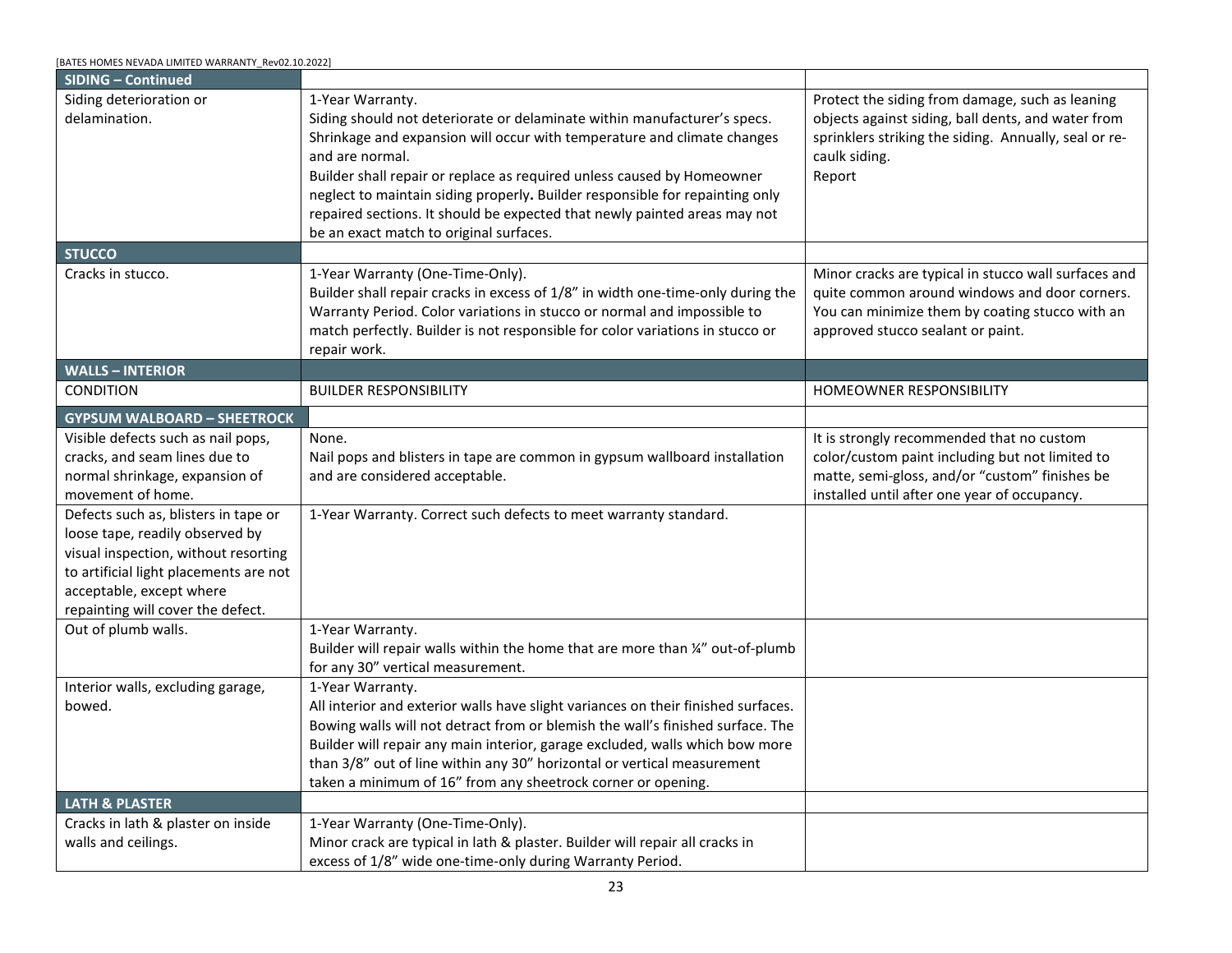| SIDING – Continued | | |
|---|---|---|
| Siding deterioration or delamination. | 1-Year Warranty.<br>Siding should not deteriorate or delaminate within manufacturer's specs. Shrinkage and expansion will occur with temperature and climate changes and are normal.<br>Builder shall repair or replace as required unless caused by Homeowner neglect to maintain siding properly**.** Builder responsible for repainting only repaired sections. It should be expected that newly painted areas may not be an exact match to original surfaces. | Protect the siding from damage, such as leaning objects against siding, ball dents, and water from sprinklers striking the siding. Annually, seal or re-caulk siding.<br>Report |
| **STUCCO** | | |
| Cracks in stucco. | 1-Year Warranty (One-Time-Only).<br>Builder shall repair cracks in excess of 1/8" in width one-time-only during the Warranty Period. Color variations in stucco or normal and impossible to match perfectly. Builder is not responsible for color variations in stucco or repair work. | Minor cracks are typical in stucco wall surfaces and quite common around windows and door corners. You can minimize them by coating stucco with an approved stucco sealant or paint. |
| **WALLS – INTERIOR** | | |
| CONDITION | BUILDER RESPONSIBILITY | HOMEOWNER RESPONSIBILITY |
| **GYPSUM WALBOARD – SHEETROCK** | | |
| Visible defects such as nail pops, cracks, and seam lines due to normal shrinkage, expansion of movement of home. | None.<br>Nail pops and blisters in tape are common in gypsum wallboard installation and are considered acceptable. | It is strongly recommended that no custom color/custom paint including but not limited to matte, semi-gloss, and/or "custom" finishes be installed until after one year of occupancy. |
| Defects such as, blisters in tape or loose tape, readily observed by visual inspection, without resorting to artificial light placements are not acceptable, except where repainting will cover the defect. | 1-Year Warranty. Correct such defects to meet warranty standard. | |
| Out of plumb walls. | 1-Year Warranty.<br>Builder will repair walls within the home that are more than ¼" out-of-plumb for any 30" vertical measurement. | |
| Interior walls, excluding garage, bowed. | 1-Year Warranty.<br>All interior and exterior walls have slight variances on their finished surfaces. Bowing walls will not detract from or blemish the wall's finished surface. The Builder will repair any main interior, garage excluded, walls which bow more than 3/8" out of line within any 30" horizontal or vertical measurement taken a minimum of 16" from any sheetrock corner or opening. | |
| **LATH & PLASTER** | | |
| Cracks in lath & plaster on inside walls and ceilings. | 1-Year Warranty (One-Time-Only).<br>Minor crack are typical in lath & plaster. Builder will repair all cracks in excess of 1/8" wide one-time-only during Warranty Period. | |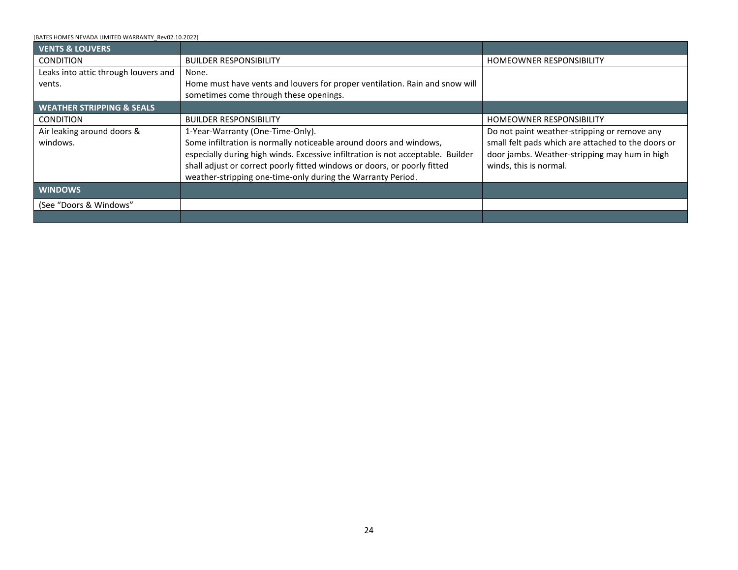| **VENTS & LOUVERS** | | |
|---|---|---|
| CONDITION | BUILDER RESPONSIBILITY | HOMEOWNER RESPONSIBILITY |
| Leaks into attic through louvers and vents. | None.<br>Home must have vents and louvers for proper ventilation. Rain and snow will sometimes come through these openings. | |
| **WEATHER STRIPPING & SEALS** | | |
| CONDITION | BUILDER RESPONSIBILITY | HOMEOWNER RESPONSIBILITY |
| Air leaking around doors & windows. | 1-Year-Warranty (One-Time-Only).<br>Some infiltration is normally noticeable around doors and windows, especially during high winds. Excessive infiltration is not acceptable. Builder shall adjust or correct poorly fitted windows or doors, or poorly fitted weather-stripping one-time-only during the Warranty Period. | Do not paint weather-stripping or remove any small felt pads which are attached to the doors or door jambs. Weather-stripping may hum in high winds, this is normal. |
| **WINDOWS** | | |
| (See "Doors & Windows" | | |
| | | |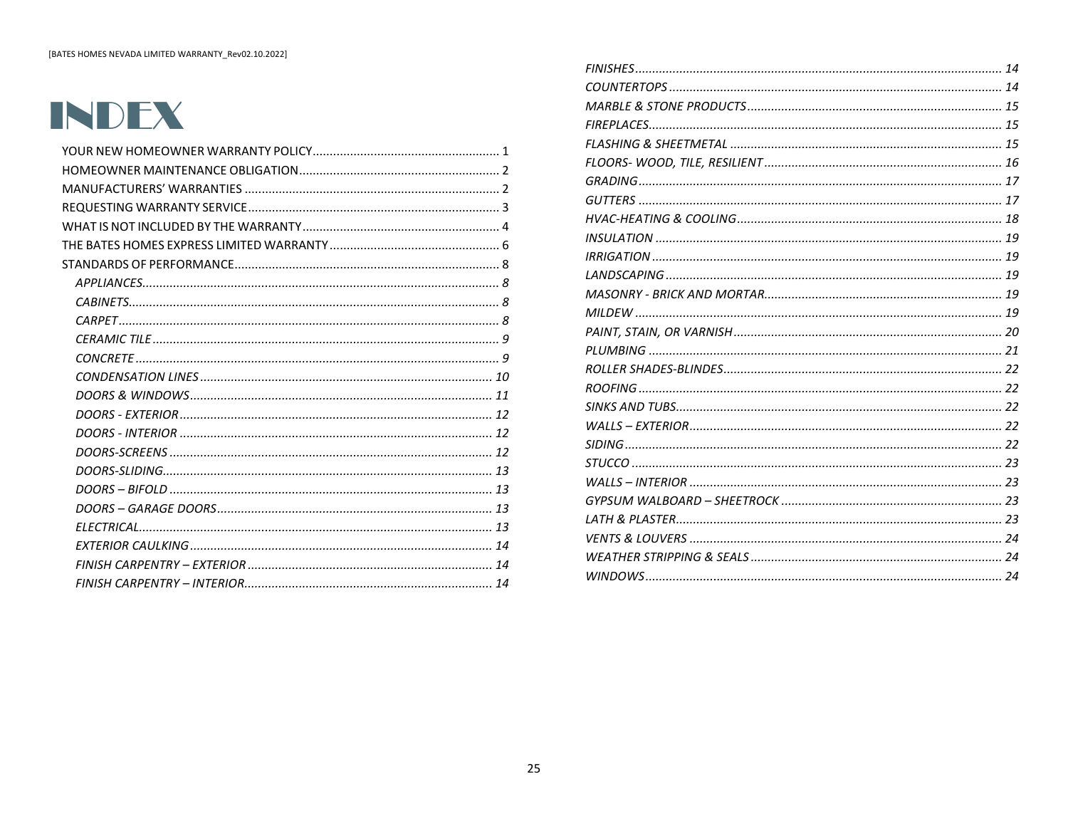# INDEX

YOUR NEW HOMEOWNER WARRANTY POLICY ....... 1
HOMEOWNER MAINTENANCE OBLIGATION ....... 2
MANUFACTURERS' WARRANTIES ....... 2
REQUESTING WARRANTY SERVICE ....... 3
WHAT IS NOT INCLUDED BY THE WARRANTY ....... 4
THE BATES HOMES EXPRESS LIMITED WARRANTY ....... 6
STANDARDS OF PERFORMANCE ....... 8

- *APPLIANCES ....... 8*
- *CABINETS ....... 8*
- *CARPET ....... 8*
- *CERAMIC TILE ....... 9*
- *CONCRETE ....... 9*
- *CONDENSATION LINES ....... 10*
- *DOORS & WINDOWS ....... 11*
- *DOORS - EXTERIOR ....... 12*
- *DOORS - INTERIOR ....... 12*
- *DOORS-SCREENS ....... 12*
- *DOORS-SLIDING ....... 13*
- *DOORS – BIFOLD ....... 13*
- *DOORS – GARAGE DOORS ....... 13*
- *ELECTRICAL ....... 13*
- *EXTERIOR CAULKING ....... 14*
- *FINISH CARPENTRY – EXTERIOR ....... 14*
- *FINISH CARPENTRY – INTERIOR ....... 14*
- *FINISHES ....... 14*
- *COUNTERTOPS ....... 14*
- *MARBLE & STONE PRODUCTS ....... 15*
- *FIREPLACES ....... 15*
- *FLASHING & SHEETMETAL ....... 15*
- *FLOORS- WOOD, TILE, RESILIENT ....... 16*
- *GRADING ....... 17*
- *GUTTERS ....... 17*
- *HVAC-HEATING & COOLING ....... 18*
- *INSULATION ....... 19*
- *IRRIGATION ....... 19*
- *LANDSCAPING ....... 19*
- *MASONRY - BRICK AND MORTAR ....... 19*
- *MILDEW ....... 19*
- *PAINT, STAIN, OR VARNISH ....... 20*
- *PLUMBING ....... 21*
- *ROLLER SHADES-BLINDES ....... 22*
- *ROOFING ....... 22*
- *SINKS AND TUBS ....... 22*
- *WALLS – EXTERIOR ....... 22*
- *SIDING ....... 22*
- *STUCCO ....... 23*
- *WALLS – INTERIOR ....... 23*
- *GYPSUM WALBOARD – SHEETROCK ....... 23*
- *LATH & PLASTER ....... 23*
- *VENTS & LOUVERS ....... 24*
- *WEATHER STRIPPING & SEALS ....... 24*
- *WINDOWS ....... 24*